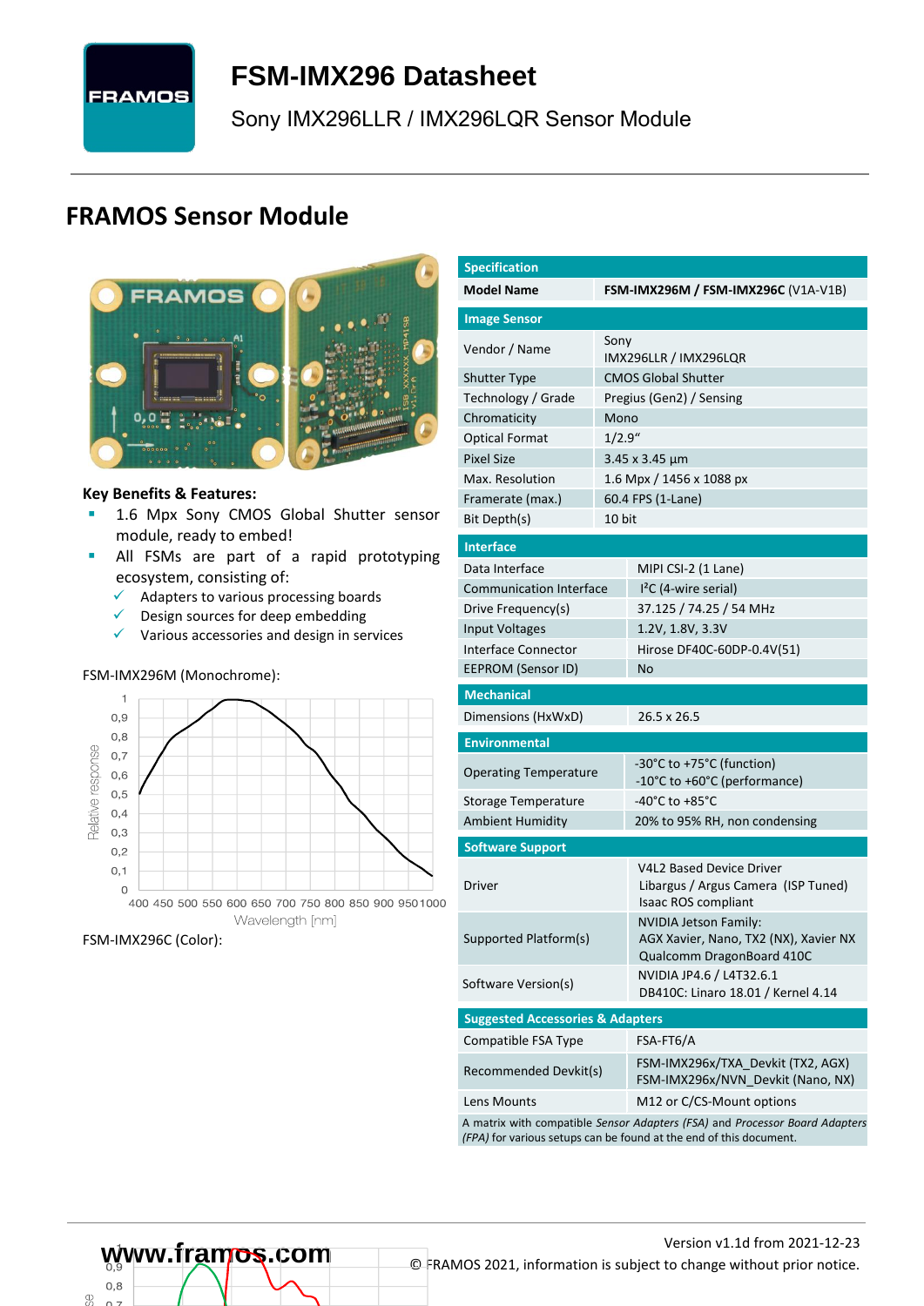# FSM-IMX296 Datasheet

Sony IMX296LLR / IMX296LQR Sensor Module

## FRAMOS Sensor Module

**Key Benefits & Features:**

- 1.6 Mpx Sony CMOS Global Shutter sensor module, ready to embed!
- All FSMs are part of a rapid prototyping ecosystem, consisting of:
  - ✓ Adapters to various processing boards
  - ✓ Design sources for deep embedding
  - ✓ Various accessories and design in services

FSM-IMX296M (Monochrome):

FSM-IMX296C (Color):

| Specification | |
|---|---|
| Model Name | **FSM-IMX296M / FSM-IMX296C** (V1A-V1B) |
| **Image Sensor** | |
| Vendor / Name | Sony<br>IMX296LLR / IMX296LQR |
| Shutter Type | CMOS Global Shutter |
| Technology / Grade | Pregius (Gen2) / Sensing |
| Chromaticity | Mono |
| Optical Format | 1/2.9“ |
| Pixel Size | 3.45 x 3.45 µm |
| Max. Resolution | 1.6 Mpx / 1456 x 1088 px |
| Framerate (max.) | 60.4 FPS (1-Lane) |
| Bit Depth(s) | 10 bit |
| **Interface** | |
| Data Interface | MIPI CSI-2 (1 Lane) |
| Communication Interface | I²C (4-wire serial) |
| Drive Frequency(s) | 37.125 / 74.25 / 54 MHz |
| Input Voltages | 1.2V, 1.8V, 3.3V |
| Interface Connector | Hirose DF40C-60DP-0.4V(51) |
| EEPROM (Sensor ID) | No |
| **Mechanical** | |
| Dimensions (HxWxD) | 26.5 x 26.5 |
| **Environmental** | |
| Operating Temperature | -30°C to +75°C (function)<br>-10°C to +60°C (performance) |
| Storage Temperature | -40°C to +85°C |
| Ambient Humidity | 20% to 95% RH, non condensing |
| **Software Support** | |
| Driver | V4L2 Based Device Driver<br>Libargus / Argus Camera (ISP Tuned)<br>Isaac ROS compliant |
| Supported Platform(s) | NVIDIA Jetson Family:<br>AGX Xavier, Nano, TX2 (NX), Xavier NX<br>Qualcomm DragonBoard 410C |
| Software Version(s) | NVIDIA JP4.6 / L4T32.6.1<br>DB410C: Linaro 18.01 / Kernel 4.14 |
| **Suggested Accessories & Adapters** | |
| Compatible FSA Type | FSA-FT6/A |
| Recommended Devkit(s) | FSM-IMX296x/TXA_Devkit (TX2, AGX)<br>FSM-IMX296x/NVN_Devkit (Nano, NX) |
| Lens Mounts | M12 or C/CS-Mount options |

A matrix with compatible *Sensor Adapters (FSA)* and *Processor Board Adapters (FPA)* for various setups can be found at the end of this document.

www.framos.com

Version v1.1d from 2021-12-23

© FRAMOS 2021, information is subject to change without prior notice.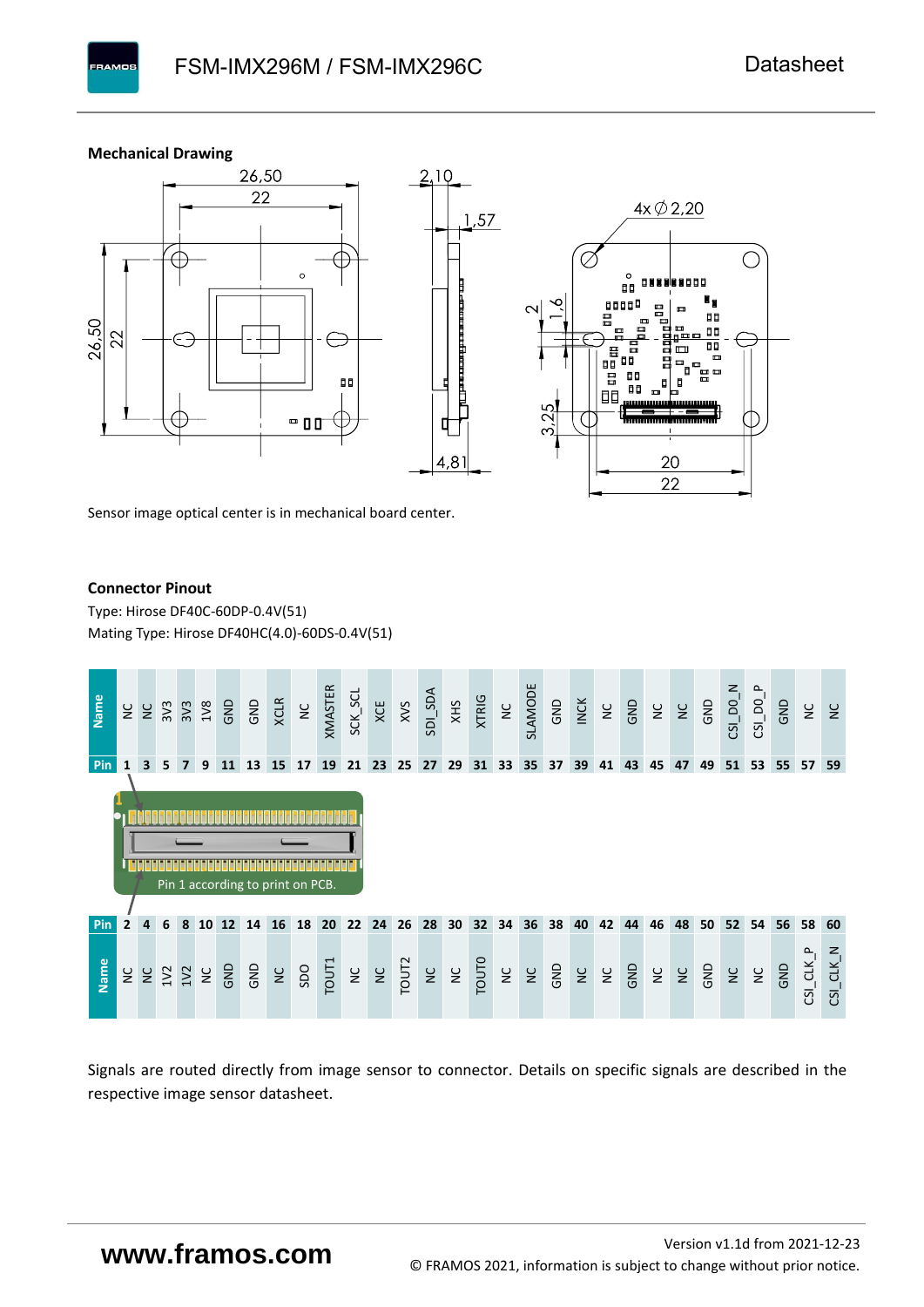### Mechanical Drawing

Sensor image optical center is in mechanical board center.

### Connector Pinout

Type: Hirose DF40C-60DP-0.4V(51)

Mating Type: Hirose DF40HC(4.0)-60DS-0.4V(51)

| Pin | Name |
|---|---|
| 1 | NC |
| 3 | NC |
| 5 | 3V3 |
| 7 | 3V3 |
| 9 | 1V8 |
| 11 | GND |
| 13 | GND |
| 15 | XCLR |
| 17 | NC |
| 19 | XMASTER |
| 21 | SCK_SCL |
| 23 | XCE |
| 25 | XVS |
| 27 | SDI_SDA |
| 29 | XHS |
| 31 | XTRIG |
| 33 | NC |
| 35 | SLAMODE |
| 37 | GND |
| 39 | INCK |
| 41 | NC |
| 43 | GND |
| 45 | NC |
| 47 | NC |
| 49 | GND |
| 51 | CSI_D0_N |
| 53 | CSI_D0_P |
| 55 | GND |
| 57 | NC |
| 59 | NC |

Pin 1 according to print on PCB.

| Pin | Name |
|---|---|
| 2 | NC |
| 4 | NC |
| 6 | 1V2 |
| 8 | 1V2 |
| 10 | NC |
| 12 | GND |
| 14 | GND |
| 16 | NC |
| 18 | SDO |
| 20 | TOUT1 |
| 22 | NC |
| 24 | NC |
| 26 | TOUT2 |
| 28 | NC |
| 30 | NC |
| 32 | TOUT0 |
| 34 | NC |
| 36 | NC |
| 38 | GND |
| 40 | NC |
| 42 | NC |
| 44 | GND |
| 46 | NC |
| 48 | NC |
| 50 | GND |
| 52 | NC |
| 54 | NC |
| 56 | GND |
| 58 | CSI_CLK_P |
| 60 | CSI_CLK_N |

Signals are routed directly from image sensor to connector. Details on specific signals are described in the respective image sensor datasheet.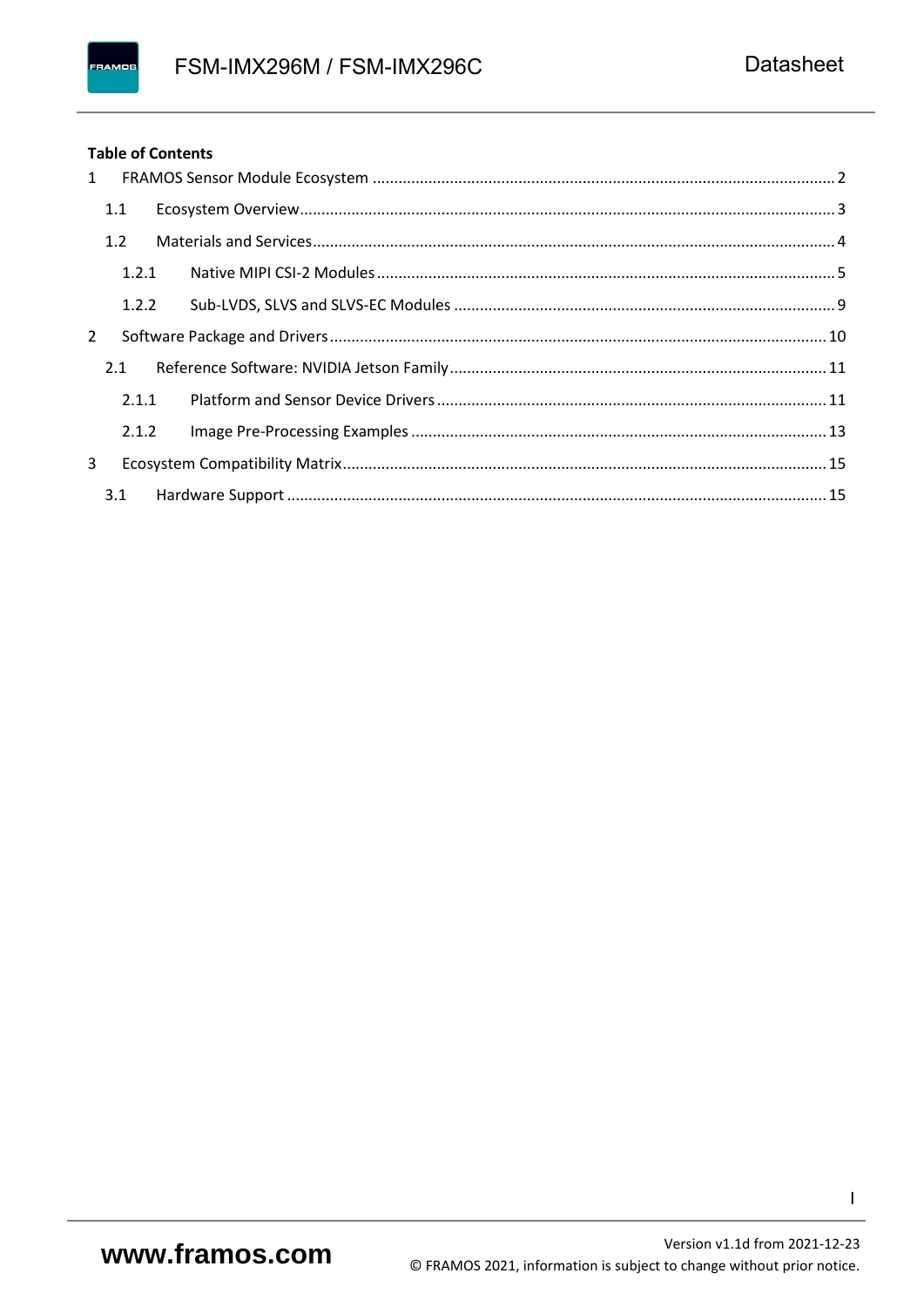**Table of Contents**

1 FRAMOS Sensor Module Ecosystem ........................................................................................................ 2

 1.1 Ecosystem Overview........................................................................................................................ 3

 1.2 Materials and Services..................................................................................................................... 4

  1.2.1 Native MIPI CSI-2 Modules ........................................................................................................ 5

  1.2.2 Sub-LVDS, SLVS and SLVS-EC Modules ...................................................................................... 9

2 Software Package and Drivers ................................................................................................................ 10

 2.1 Reference Software: NVIDIA Jetson Family ..................................................................................... 11

  2.1.1 Platform and Sensor Device Drivers ......................................................................................... 11

  2.1.2 Image Pre-Processing Examples ............................................................................................... 13

3 Ecosystem Compatibility Matrix............................................................................................................. 15

 3.1 Hardware Support ........................................................................................................................... 15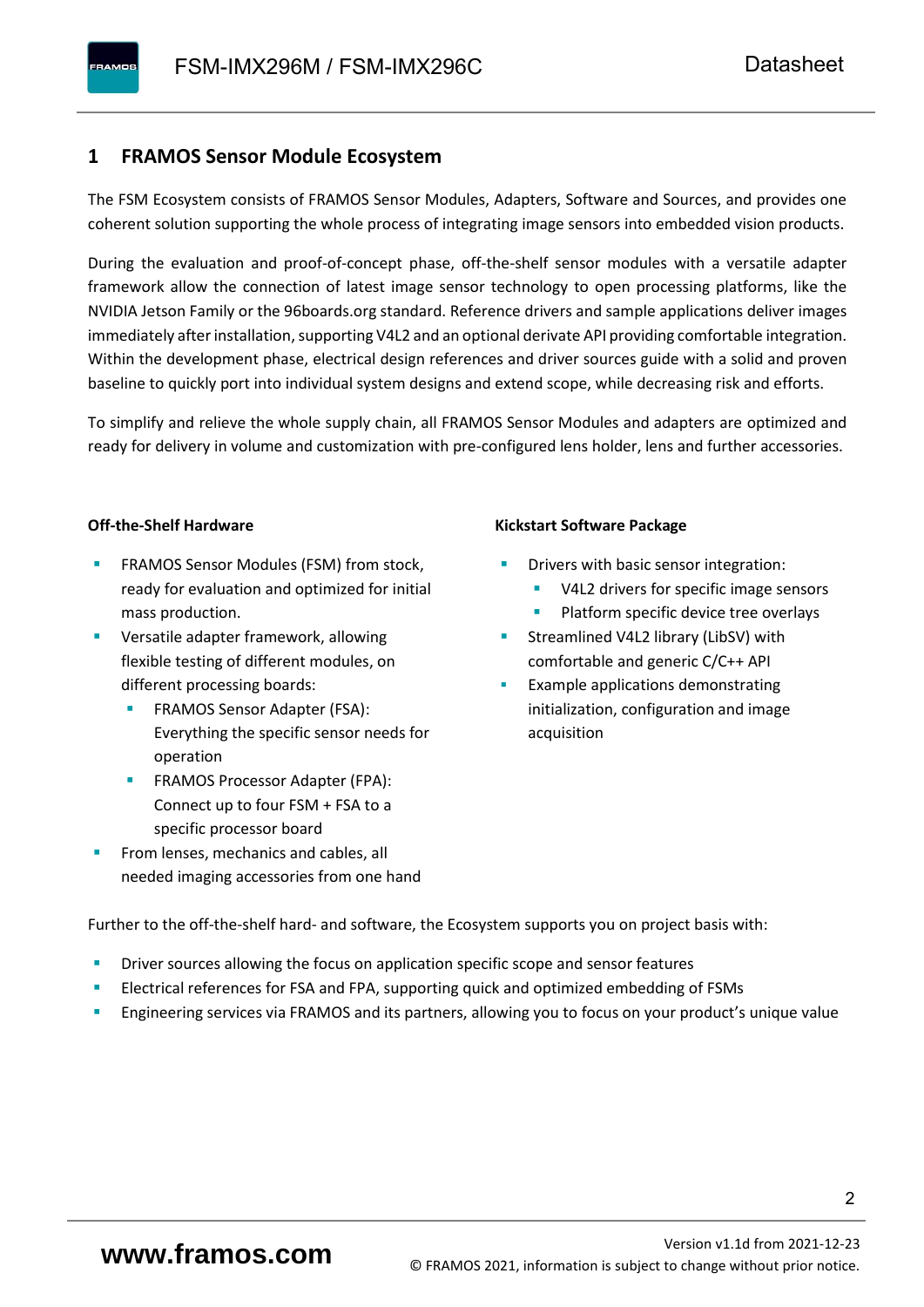# 1 FRAMOS Sensor Module Ecosystem

The FSM Ecosystem consists of FRAMOS Sensor Modules, Adapters, Software and Sources, and provides one coherent solution supporting the whole process of integrating image sensors into embedded vision products.

During the evaluation and proof-of-concept phase, off-the-shelf sensor modules with a versatile adapter framework allow the connection of latest image sensor technology to open processing platforms, like the NVIDIA Jetson Family or the 96boards.org standard. Reference drivers and sample applications deliver images immediately after installation, supporting V4L2 and an optional derivate API providing comfortable integration. Within the development phase, electrical design references and driver sources guide with a solid and proven baseline to quickly port into individual system designs and extend scope, while decreasing risk and efforts.

To simplify and relieve the whole supply chain, all FRAMOS Sensor Modules and adapters are optimized and ready for delivery in volume and customization with pre-configured lens holder, lens and further accessories.

**Off-the-Shelf Hardware**

- FRAMOS Sensor Modules (FSM) from stock, ready for evaluation and optimized for initial mass production.
- Versatile adapter framework, allowing flexible testing of different modules, on different processing boards:
  - FRAMOS Sensor Adapter (FSA): Everything the specific sensor needs for operation
  - FRAMOS Processor Adapter (FPA): Connect up to four FSM + FSA to a specific processor board
- From lenses, mechanics and cables, all needed imaging accessories from one hand

**Kickstart Software Package**

- Drivers with basic sensor integration:
  - V4L2 drivers for specific image sensors
  - Platform specific device tree overlays
- Streamlined V4L2 library (LibSV) with comfortable and generic C/C++ API
- Example applications demonstrating initialization, configuration and image acquisition

Further to the off-the-shelf hard- and software, the Ecosystem supports you on project basis with:

- Driver sources allowing the focus on application specific scope and sensor features
- Electrical references for FSA and FPA, supporting quick and optimized embedding of FSMs
- Engineering services via FRAMOS and its partners, allowing you to focus on your product's unique value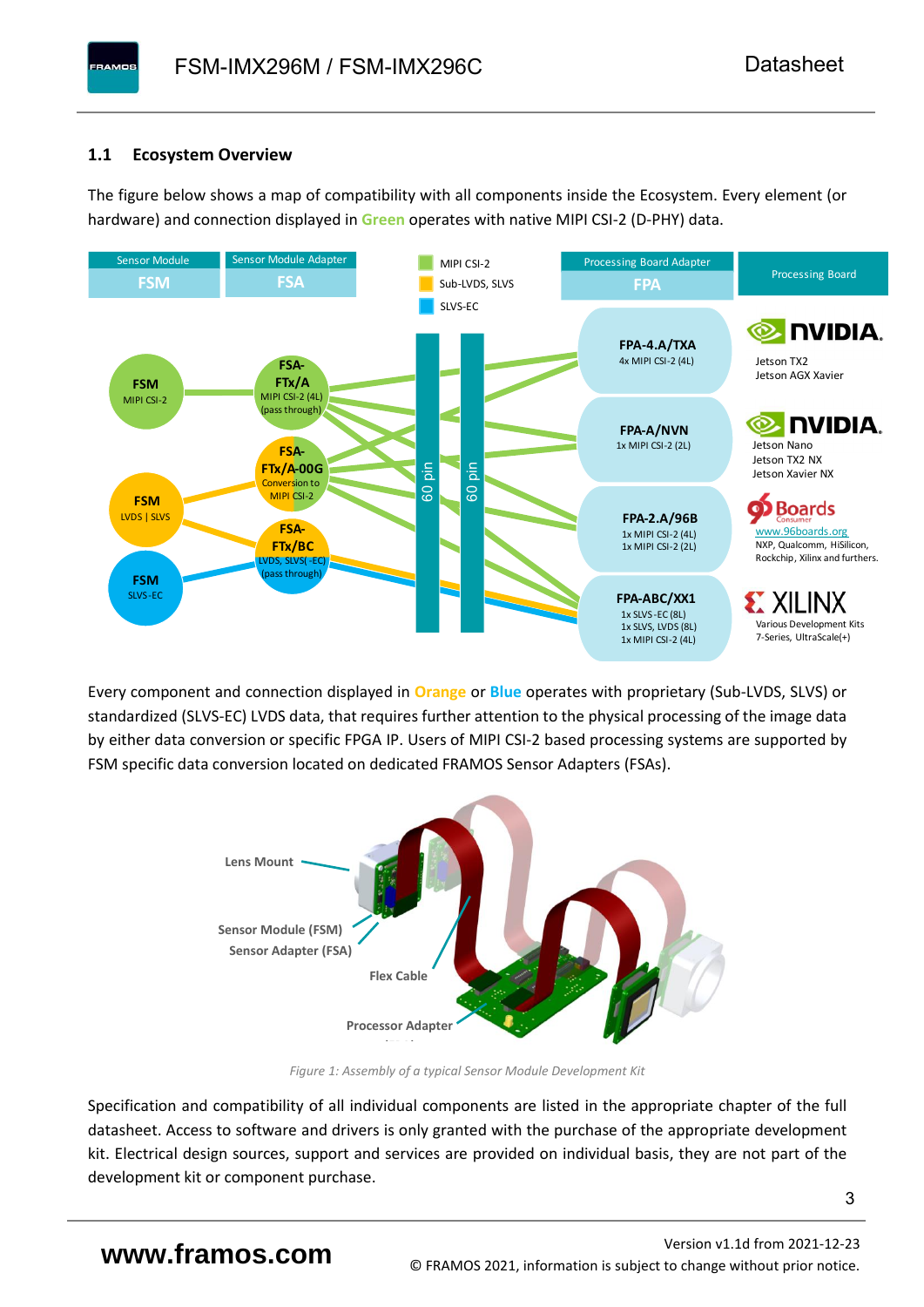## 1.1 Ecosystem Overview

The figure below shows a map of compatibility with all components inside the Ecosystem. Every element (or hardware) and connection displayed in **Green** operates with native MIPI CSI-2 (D-PHY) data.

Every component and connection displayed in **Orange** or **Blue** operates with proprietary (Sub-LVDS, SLVS) or standardized (SLVS-EC) LVDS data, that requires further attention to the physical processing of the image data by either data conversion or specific FPGA IP. Users of MIPI CSI-2 based processing systems are supported by FSM specific data conversion located on dedicated FRAMOS Sensor Adapters (FSAs).

*Figure 1: Assembly of a typical Sensor Module Development Kit*

Specification and compatibility of all individual components are listed in the appropriate chapter of the full datasheet. Access to software and drivers is only granted with the purchase of the appropriate development kit. Electrical design sources, support and services are provided on individual basis, they are not part of the development kit or component purchase.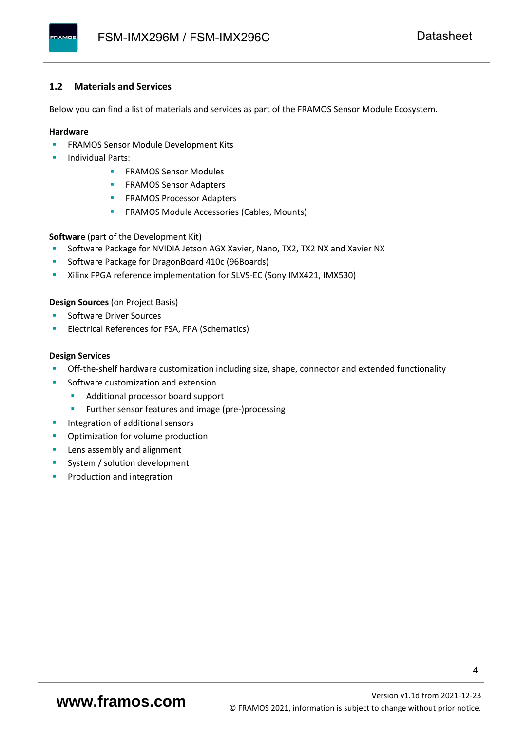## 1.2 Materials and Services

Below you can find a list of materials and services as part of the FRAMOS Sensor Module Ecosystem.

**Hardware**

- FRAMOS Sensor Module Development Kits
- Individual Parts:
    - FRAMOS Sensor Modules
    - FRAMOS Sensor Adapters
    - FRAMOS Processor Adapters
    - FRAMOS Module Accessories (Cables, Mounts)

**Software** (part of the Development Kit)

- Software Package for NVIDIA Jetson AGX Xavier, Nano, TX2, TX2 NX and Xavier NX
- Software Package for DragonBoard 410c (96Boards)
- Xilinx FPGA reference implementation for SLVS-EC (Sony IMX421, IMX530)

**Design Sources** (on Project Basis)

- Software Driver Sources
- Electrical References for FSA, FPA (Schematics)

**Design Services**

- Off-the-shelf hardware customization including size, shape, connector and extended functionality
- Software customization and extension
    - Additional processor board support
    - Further sensor features and image (pre-)processing
- Integration of additional sensors
- Optimization for volume production
- Lens assembly and alignment
- System / solution development
- Production and integration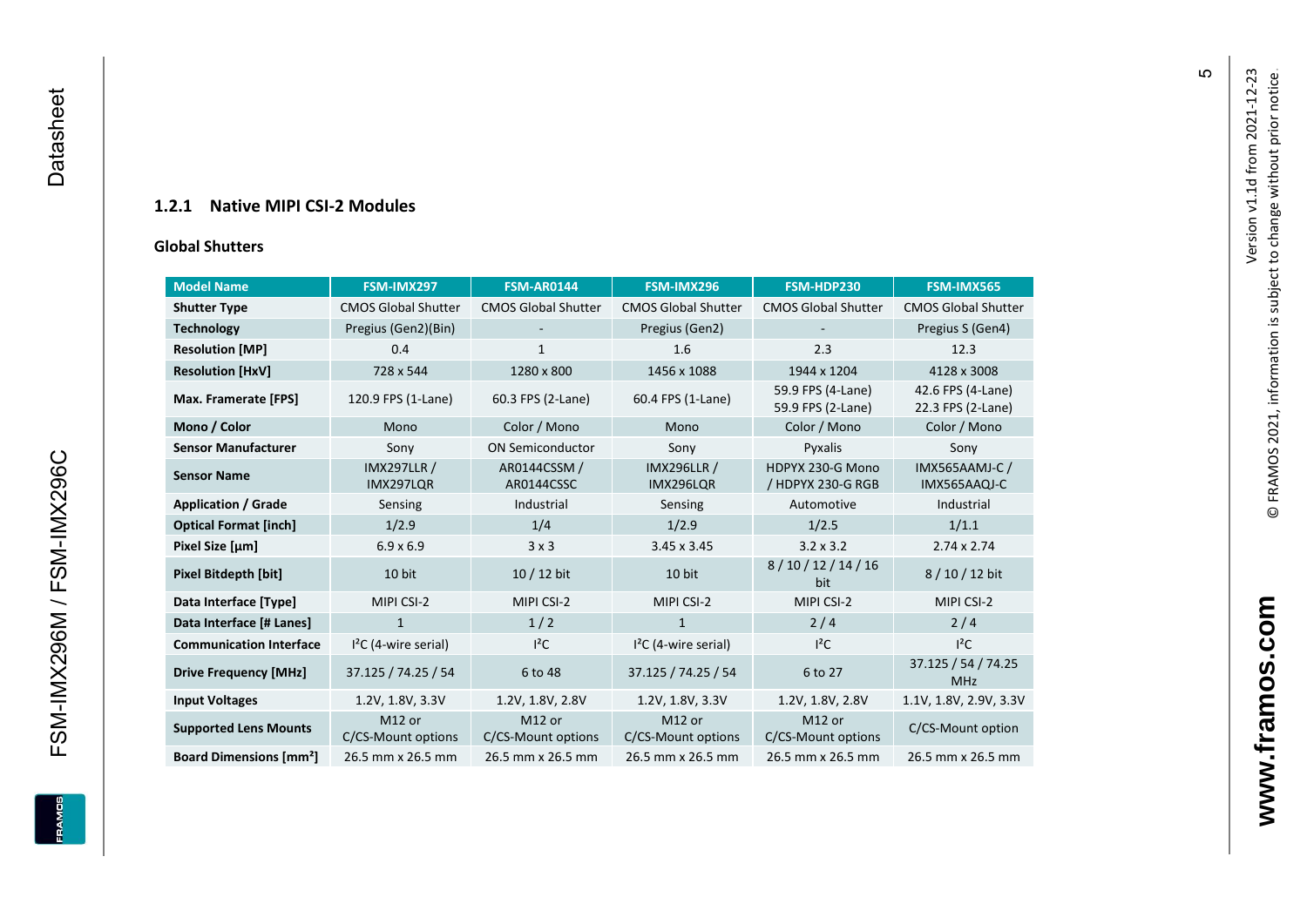### 1.2.1 Native MIPI CSI-2 Modules

**Global Shutters**

| Model Name | FSM-IMX297 | FSM-AR0144 | FSM-IMX296 | FSM-HDP230 | FSM-IMX565 |
|---|---|---|---|---|---|
| **Shutter Type** | CMOS Global Shutter | CMOS Global Shutter | CMOS Global Shutter | CMOS Global Shutter | CMOS Global Shutter |
| **Technology** | Pregius (Gen2)(Bin) | - | Pregius (Gen2) | - | Pregius S (Gen4) |
| **Resolution [MP]** | 0.4 | 1 | 1.6 | 2.3 | 12.3 |
| **Resolution [HxV]** | 728 x 544 | 1280 x 800 | 1456 x 1088 | 1944 x 1204 | 4128 x 3008 |
| **Max. Framerate [FPS]** | 120.9 FPS (1-Lane) | 60.3 FPS (2-Lane) | 60.4 FPS (1-Lane) | 59.9 FPS (4-Lane) 59.9 FPS (2-Lane) | 42.6 FPS (4-Lane) 22.3 FPS (2-Lane) |
| **Mono / Color** | Mono | Color / Mono | Mono | Color / Mono | Color / Mono |
| **Sensor Manufacturer** | Sony | ON Semiconductor | Sony | Pyxalis | Sony |
| **Sensor Name** | IMX297LLR / IMX297LQR | AR0144CSSM / AR0144CSSC | IMX296LLR / IMX296LQR | HDPYX 230-G Mono / HDPYX 230-G RGB | IMX565AAMJ-C / IMX565AAQJ-C |
| **Application / Grade** | Sensing | Industrial | Sensing | Automotive | Industrial |
| **Optical Format [inch]** | 1/2.9 | 1/4 | 1/2.9 | 1/2.5 | 1/1.1 |
| **Pixel Size [µm]** | 6.9 x 6.9 | 3 x 3 | 3.45 x 3.45 | 3.2 x 3.2 | 2.74 x 2.74 |
| **Pixel Bitdepth [bit]** | 10 bit | 10 / 12 bit | 10 bit | 8 / 10 / 12 / 14 / 16 bit | 8 / 10 / 12 bit |
| **Data Interface [Type]** | MIPI CSI-2 | MIPI CSI-2 | MIPI CSI-2 | MIPI CSI-2 | MIPI CSI-2 |
| **Data Interface [# Lanes]** | 1 | 1 / 2 | 1 | 2 / 4 | 2 / 4 |
| **Communication Interface** | I²C (4-wire serial) | I²C | I²C (4-wire serial) | I²C | I²C |
| **Drive Frequency [MHz]** | 37.125 / 74.25 / 54 | 6 to 48 | 37.125 / 74.25 / 54 | 6 to 27 | 37.125 / 54 / 74.25 MHz |
| **Input Voltages** | 1.2V, 1.8V, 3.3V | 1.2V, 1.8V, 2.8V | 1.2V, 1.8V, 3.3V | 1.2V, 1.8V, 2.8V | 1.1V, 1.8V, 2.9V, 3.3V |
| **Supported Lens Mounts** | M12 or C/CS-Mount options | M12 or C/CS-Mount options | M12 or C/CS-Mount options | M12 or C/CS-Mount options | C/CS-Mount option |
| **Board Dimensions [mm²]** | 26.5 mm x 26.5 mm | 26.5 mm x 26.5 mm | 26.5 mm x 26.5 mm | 26.5 mm x 26.5 mm | 26.5 mm x 26.5 mm |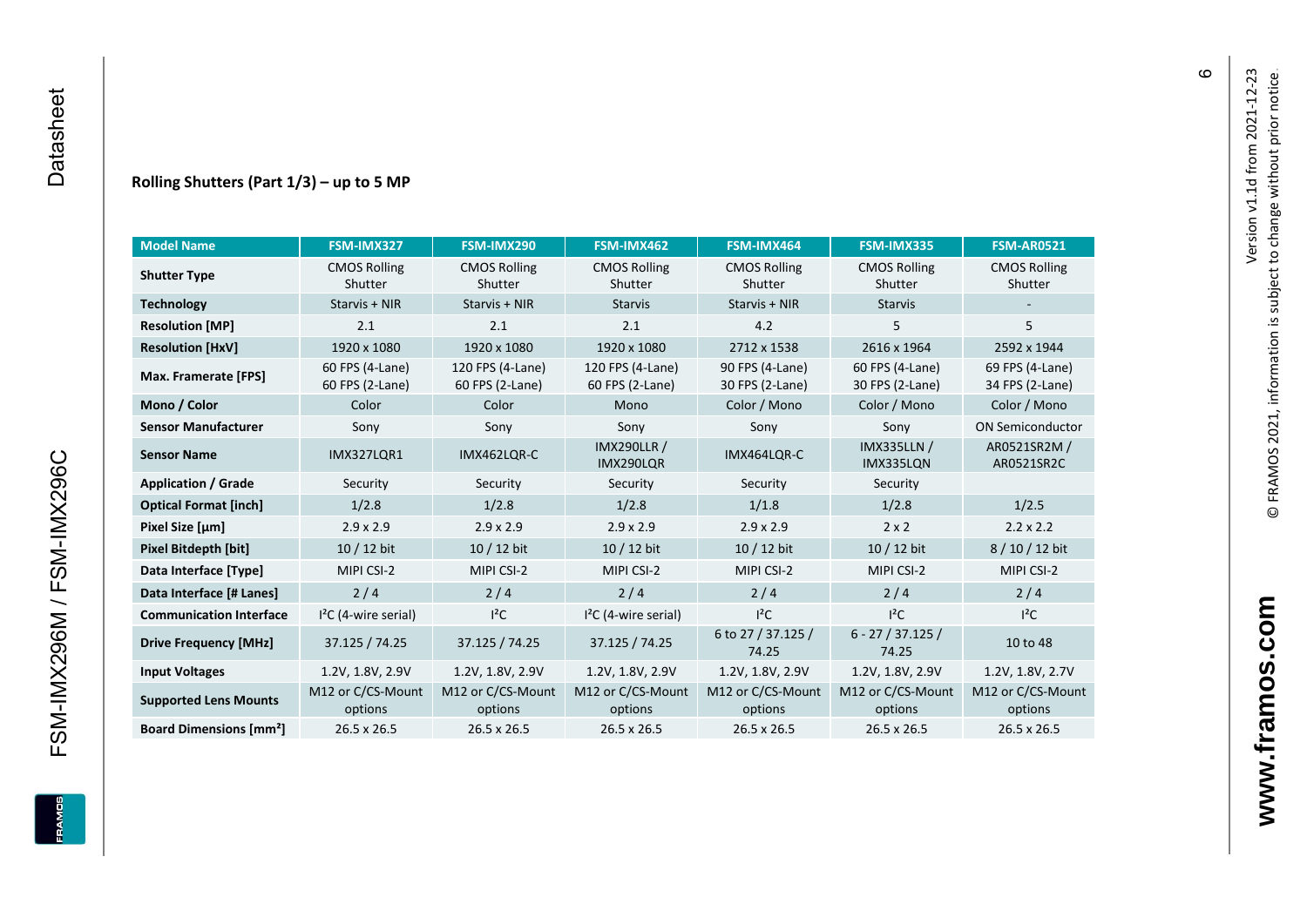### Rolling Shutters (Part 1/3) – up to 5 MP

| Model Name | FSM-IMX327 | FSM-IMX290 | FSM-IMX462 | FSM-IMX464 | FSM-IMX335 | FSM-AR0521 |
|---|---|---|---|---|---|---|
| **Shutter Type** | CMOS Rolling Shutter | CMOS Rolling Shutter | CMOS Rolling Shutter | CMOS Rolling Shutter | CMOS Rolling Shutter | CMOS Rolling Shutter |
| **Technology** | Starvis + NIR | Starvis + NIR | Starvis | Starvis + NIR | Starvis | - |
| **Resolution [MP]** | 2.1 | 2.1 | 2.1 | 4.2 | 5 | 5 |
| **Resolution [HxV]** | 1920 x 1080 | 1920 x 1080 | 1920 x 1080 | 2712 x 1538 | 2616 x 1964 | 2592 x 1944 |
| **Max. Framerate [FPS]** | 60 FPS (4-Lane) 60 FPS (2-Lane) | 120 FPS (4-Lane) 60 FPS (2-Lane) | 120 FPS (4-Lane) 60 FPS (2-Lane) | 90 FPS (4-Lane) 30 FPS (2-Lane) | 60 FPS (4-Lane) 30 FPS (2-Lane) | 69 FPS (4-Lane) 34 FPS (2-Lane) |
| **Mono / Color** | Color | Color | Mono | Color / Mono | Color / Mono | Color / Mono |
| **Sensor Manufacturer** | Sony | Sony | Sony | Sony | Sony | ON Semiconductor |
| **Sensor Name** | IMX327LQR1 | IMX462LQR-C | IMX290LLR / IMX290LQR | IMX464LQR-C | IMX335LLN / IMX335LQN | AR0521SR2M / AR0521SR2C |
| **Application / Grade** | Security | Security | Security | Security | Security | |
| **Optical Format [inch]** | 1/2.8 | 1/2.8 | 1/2.8 | 1/1.8 | 1/2.8 | 1/2.5 |
| **Pixel Size [µm]** | 2.9 x 2.9 | 2.9 x 2.9 | 2.9 x 2.9 | 2.9 x 2.9 | 2 x 2 | 2.2 x 2.2 |
| **Pixel Bitdepth [bit]** | 10 / 12 bit | 10 / 12 bit | 10 / 12 bit | 10 / 12 bit | 10 / 12 bit | 8 / 10 / 12 bit |
| **Data Interface [Type]** | MIPI CSI-2 | MIPI CSI-2 | MIPI CSI-2 | MIPI CSI-2 | MIPI CSI-2 | MIPI CSI-2 |
| **Data Interface [# Lanes]** | 2 / 4 | 2 / 4 | 2 / 4 | 2 / 4 | 2 / 4 | 2 / 4 |
| **Communication Interface** | I²C (4-wire serial) | I²C | I²C (4-wire serial) | I²C | I²C | I²C |
| **Drive Frequency [MHz]** | 37.125 / 74.25 | 37.125 / 74.25 | 37.125 / 74.25 | 6 to 27 / 37.125 / 74.25 | 6 - 27 / 37.125 / 74.25 | 10 to 48 |
| **Input Voltages** | 1.2V, 1.8V, 2.9V | 1.2V, 1.8V, 2.9V | 1.2V, 1.8V, 2.9V | 1.2V, 1.8V, 2.9V | 1.2V, 1.8V, 2.9V | 1.2V, 1.8V, 2.7V |
| **Supported Lens Mounts** | M12 or C/CS-Mount options | M12 or C/CS-Mount options | M12 or C/CS-Mount options | M12 or C/CS-Mount options | M12 or C/CS-Mount options | M12 or C/CS-Mount options |
| **Board Dimensions [mm²]** | 26.5 x 26.5 | 26.5 x 26.5 | 26.5 x 26.5 | 26.5 x 26.5 | 26.5 x 26.5 | 26.5 x 26.5 |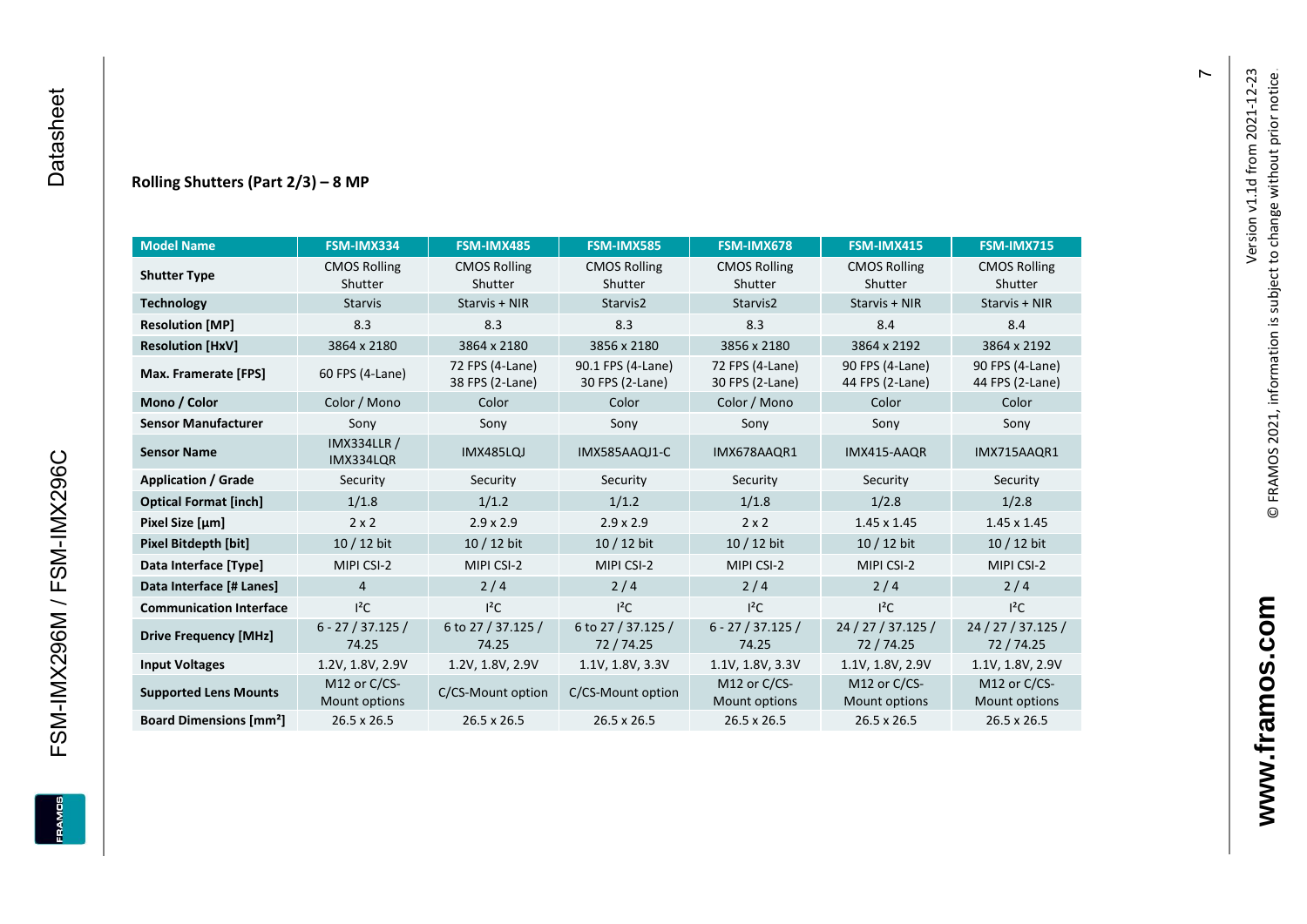### Rolling Shutters (Part 2/3) – 8 MP

| Model Name | FSM-IMX334 | FSM-IMX485 | FSM-IMX585 | FSM-IMX678 | FSM-IMX415 | FSM-IMX715 |
|---|---|---|---|---|---|---|
| **Shutter Type** | CMOS Rolling Shutter | CMOS Rolling Shutter | CMOS Rolling Shutter | CMOS Rolling Shutter | CMOS Rolling Shutter | CMOS Rolling Shutter |
| **Technology** | Starvis | Starvis + NIR | Starvis2 | Starvis2 | Starvis + NIR | Starvis + NIR |
| **Resolution [MP]** | 8.3 | 8.3 | 8.3 | 8.3 | 8.4 | 8.4 |
| **Resolution [HxV]** | 3864 x 2180 | 3864 x 2180 | 3856 x 2180 | 3856 x 2180 | 3864 x 2192 | 3864 x 2192 |
| **Max. Framerate [FPS]** | 60 FPS (4-Lane) | 72 FPS (4-Lane) 38 FPS (2-Lane) | 90.1 FPS (4-Lane) 30 FPS (2-Lane) | 72 FPS (4-Lane) 30 FPS (2-Lane) | 90 FPS (4-Lane) 44 FPS (2-Lane) | 90 FPS (4-Lane) 44 FPS (2-Lane) |
| **Mono / Color** | Color / Mono | Color | Color | Color / Mono | Color | Color |
| **Sensor Manufacturer** | Sony | Sony | Sony | Sony | Sony | Sony |
| **Sensor Name** | IMX334LLR / IMX334LQR | IMX485LQJ | IMX585AAQJ1-C | IMX678AAQR1 | IMX415-AAQR | IMX715AAQR1 |
| **Application / Grade** | Security | Security | Security | Security | Security | Security |
| **Optical Format [inch]** | 1/1.8 | 1/1.2 | 1/1.2 | 1/1.8 | 1/2.8 | 1/2.8 |
| **Pixel Size [µm]** | 2 x 2 | 2.9 x 2.9 | 2.9 x 2.9 | 2 x 2 | 1.45 x 1.45 | 1.45 x 1.45 |
| **Pixel Bitdepth [bit]** | 10 / 12 bit | 10 / 12 bit | 10 / 12 bit | 10 / 12 bit | 10 / 12 bit | 10 / 12 bit |
| **Data Interface [Type]** | MIPI CSI-2 | MIPI CSI-2 | MIPI CSI-2 | MIPI CSI-2 | MIPI CSI-2 | MIPI CSI-2 |
| **Data Interface [# Lanes]** | 4 | 2 / 4 | 2 / 4 | 2 / 4 | 2 / 4 | 2 / 4 |
| **Communication Interface** | I²C | I²C | I²C | I²C | I²C | I²C |
| **Drive Frequency [MHz]** | 6 - 27 / 37.125 / 74.25 | 6 to 27 / 37.125 / 74.25 | 6 to 27 / 37.125 / 72 / 74.25 | 6 - 27 / 37.125 / 74.25 | 24 / 27 / 37.125 / 72 / 74.25 | 24 / 27 / 37.125 / 72 / 74.25 |
| **Input Voltages** | 1.2V, 1.8V, 2.9V | 1.2V, 1.8V, 2.9V | 1.1V, 1.8V, 3.3V | 1.1V, 1.8V, 3.3V | 1.1V, 1.8V, 2.9V | 1.1V, 1.8V, 2.9V |
| **Supported Lens Mounts** | M12 or C/CS-Mount options | C/CS-Mount option | C/CS-Mount option | M12 or C/CS-Mount options | M12 or C/CS-Mount options | M12 or C/CS-Mount options |
| **Board Dimensions [mm²]** | 26.5 x 26.5 | 26.5 x 26.5 | 26.5 x 26.5 | 26.5 x 26.5 | 26.5 x 26.5 | 26.5 x 26.5 |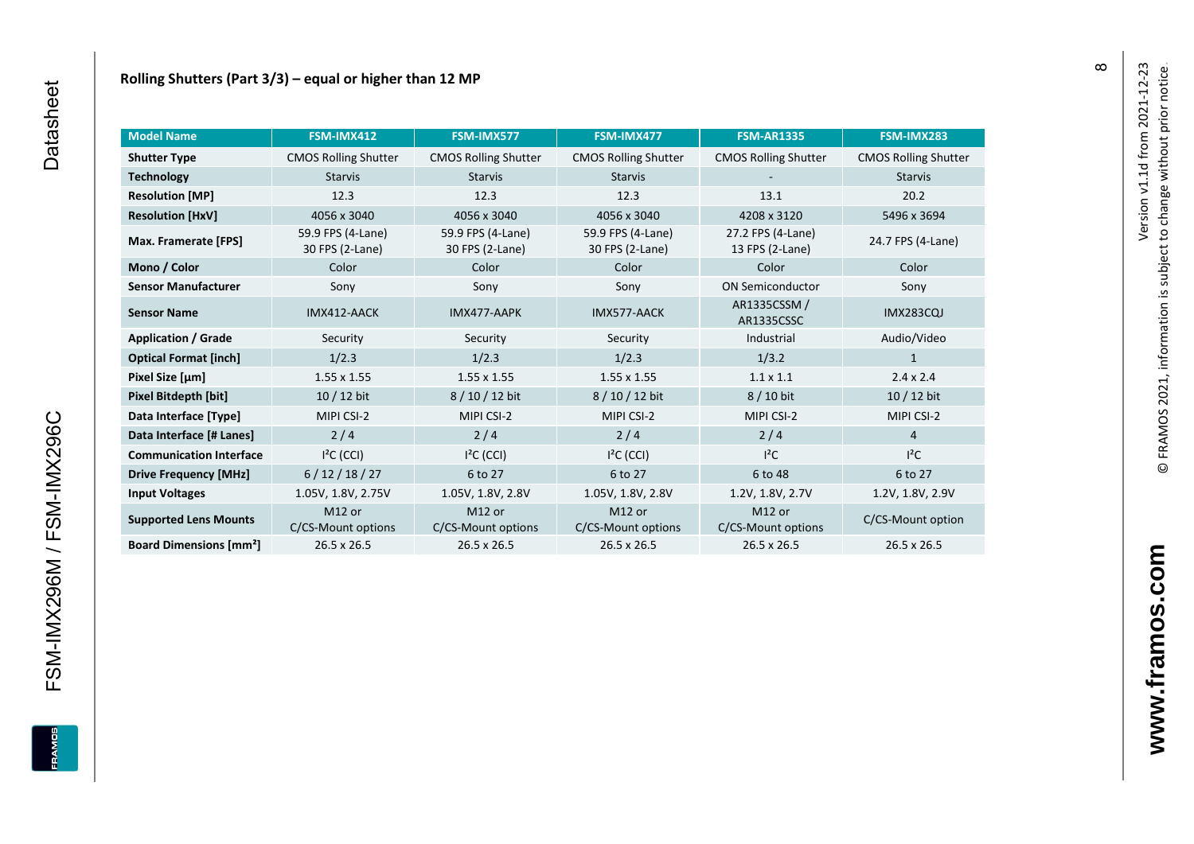## Rolling Shutters (Part 3/3) – equal or higher than 12 MP

| Model Name | FSM-IMX412 | FSM-IMX577 | FSM-IMX477 | FSM-AR1335 | FSM-IMX283 |
|---|---|---|---|---|---|
| **Shutter Type** | CMOS Rolling Shutter | CMOS Rolling Shutter | CMOS Rolling Shutter | CMOS Rolling Shutter | CMOS Rolling Shutter |
| **Technology** | Starvis | Starvis | Starvis | - | Starvis |
| **Resolution [MP]** | 12.3 | 12.3 | 12.3 | 13.1 | 20.2 |
| **Resolution [HxV]** | 4056 x 3040 | 4056 x 3040 | 4056 x 3040 | 4208 x 3120 | 5496 x 3694 |
| **Max. Framerate [FPS]** | 59.9 FPS (4-Lane) 30 FPS (2-Lane) | 59.9 FPS (4-Lane) 30 FPS (2-Lane) | 59.9 FPS (4-Lane) 30 FPS (2-Lane) | 27.2 FPS (4-Lane) 13 FPS (2-Lane) | 24.7 FPS (4-Lane) |
| **Mono / Color** | Color | Color | Color | Color | Color |
| **Sensor Manufacturer** | Sony | Sony | Sony | ON Semiconductor | Sony |
| **Sensor Name** | IMX412-AACK | IMX477-AAPK | IMX577-AACK | AR1335CSSM / AR1335CSSC | IMX283CQJ |
| **Application / Grade** | Security | Security | Security | Industrial | Audio/Video |
| **Optical Format [inch]** | 1/2.3 | 1/2.3 | 1/2.3 | 1/3.2 | 1 |
| **Pixel Size [µm]** | 1.55 x 1.55 | 1.55 x 1.55 | 1.55 x 1.55 | 1.1 x 1.1 | 2.4 x 2.4 |
| **Pixel Bitdepth [bit]** | 10 / 12 bit | 8 / 10 / 12 bit | 8 / 10 / 12 bit | 8 / 10 bit | 10 / 12 bit |
| **Data Interface [Type]** | MIPI CSI-2 | MIPI CSI-2 | MIPI CSI-2 | MIPI CSI-2 | MIPI CSI-2 |
| **Data Interface [# Lanes]** | 2 / 4 | 2 / 4 | 2 / 4 | 2 / 4 | 4 |
| **Communication Interface** | I²C (CCI) | I²C (CCI) | I²C (CCI) | I²C | I²C |
| **Drive Frequency [MHz]** | 6 / 12 / 18 / 27 | 6 to 27 | 6 to 27 | 6 to 48 | 6 to 27 |
| **Input Voltages** | 1.05V, 1.8V, 2.75V | 1.05V, 1.8V, 2.8V | 1.05V, 1.8V, 2.8V | 1.2V, 1.8V, 2.7V | 1.2V, 1.8V, 2.9V |
| **Supported Lens Mounts** | M12 or C/CS-Mount options | M12 or C/CS-Mount options | M12 or C/CS-Mount options | M12 or C/CS-Mount options | C/CS-Mount option |
| **Board Dimensions [mm²]** | 26.5 x 26.5 | 26.5 x 26.5 | 26.5 x 26.5 | 26.5 x 26.5 | 26.5 x 26.5 |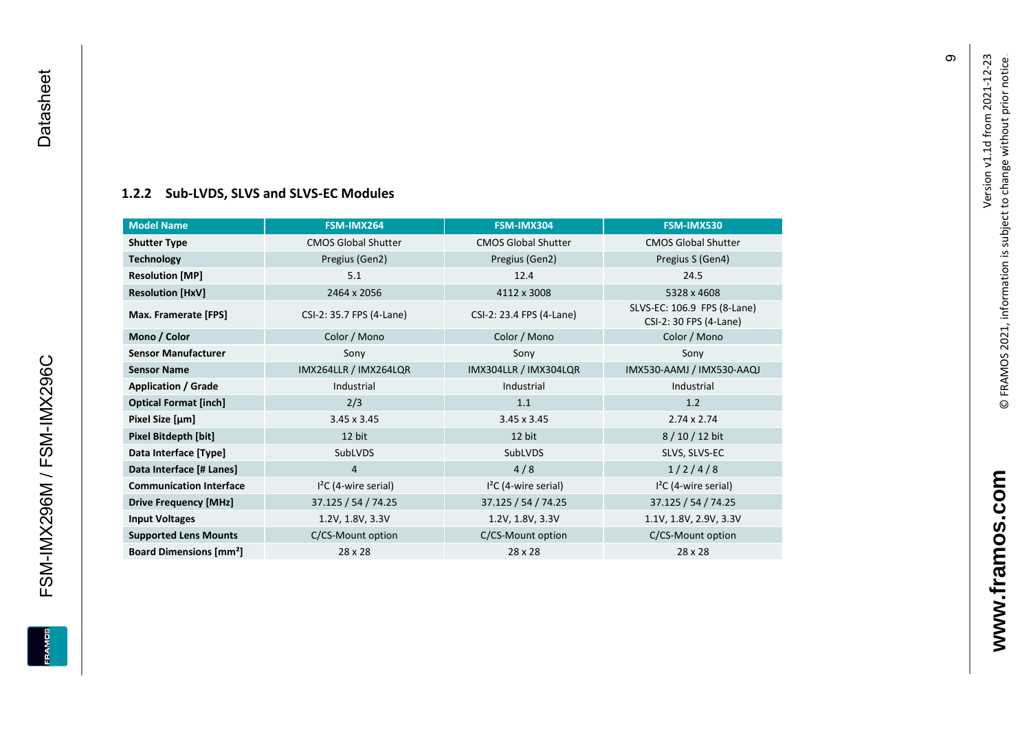### 1.2.2 Sub-LVDS, SLVS and SLVS-EC Modules

| Model Name | FSM-IMX264 | FSM-IMX304 | FSM-IMX530 |
|---|---|---|---|
| **Shutter Type** | CMOS Global Shutter | CMOS Global Shutter | CMOS Global Shutter |
| **Technology** | Pregius (Gen2) | Pregius (Gen2) | Pregius S (Gen4) |
| **Resolution [MP]** | 5.1 | 12.4 | 24.5 |
| **Resolution [HxV]** | 2464 x 2056 | 4112 x 3008 | 5328 x 4608 |
| **Max. Framerate [FPS]** | CSI-2: 35.7 FPS (4-Lane) | CSI-2: 23.4 FPS (4-Lane) | SLVS-EC: 106.9 FPS (8-Lane)<br>CSI-2: 30 FPS (4-Lane) |
| **Mono / Color** | Color / Mono | Color / Mono | Color / Mono |
| **Sensor Manufacturer** | Sony | Sony | Sony |
| **Sensor Name** | IMX264LLR / IMX264LQR | IMX304LLR / IMX304LQR | IMX530-AAMJ / IMX530-AAQJ |
| **Application / Grade** | Industrial | Industrial | Industrial |
| **Optical Format [inch]** | 2/3 | 1.1 | 1.2 |
| **Pixel Size [µm]** | 3.45 x 3.45 | 3.45 x 3.45 | 2.74 x 2.74 |
| **Pixel Bitdepth [bit]** | 12 bit | 12 bit | 8 / 10 / 12 bit |
| **Data Interface [Type]** | SubLVDS | SubLVDS | SLVS, SLVS-EC |
| **Data Interface [# Lanes]** | 4 | 4 / 8 | 1 / 2 / 4 / 8 |
| **Communication Interface** | I²C (4-wire serial) | I²C (4-wire serial) | I²C (4-wire serial) |
| **Drive Frequency [MHz]** | 37.125 / 54 / 74.25 | 37.125 / 54 / 74.25 | 37.125 / 54 / 74.25 |
| **Input Voltages** | 1.2V, 1.8V, 3.3V | 1.2V, 1.8V, 3.3V | 1.1V, 1.8V, 2.9V, 3.3V |
| **Supported Lens Mounts** | C/CS-Mount option | C/CS-Mount option | C/CS-Mount option |
| **Board Dimensions [mm²]** | 28 x 28 | 28 x 28 | 28 x 28 |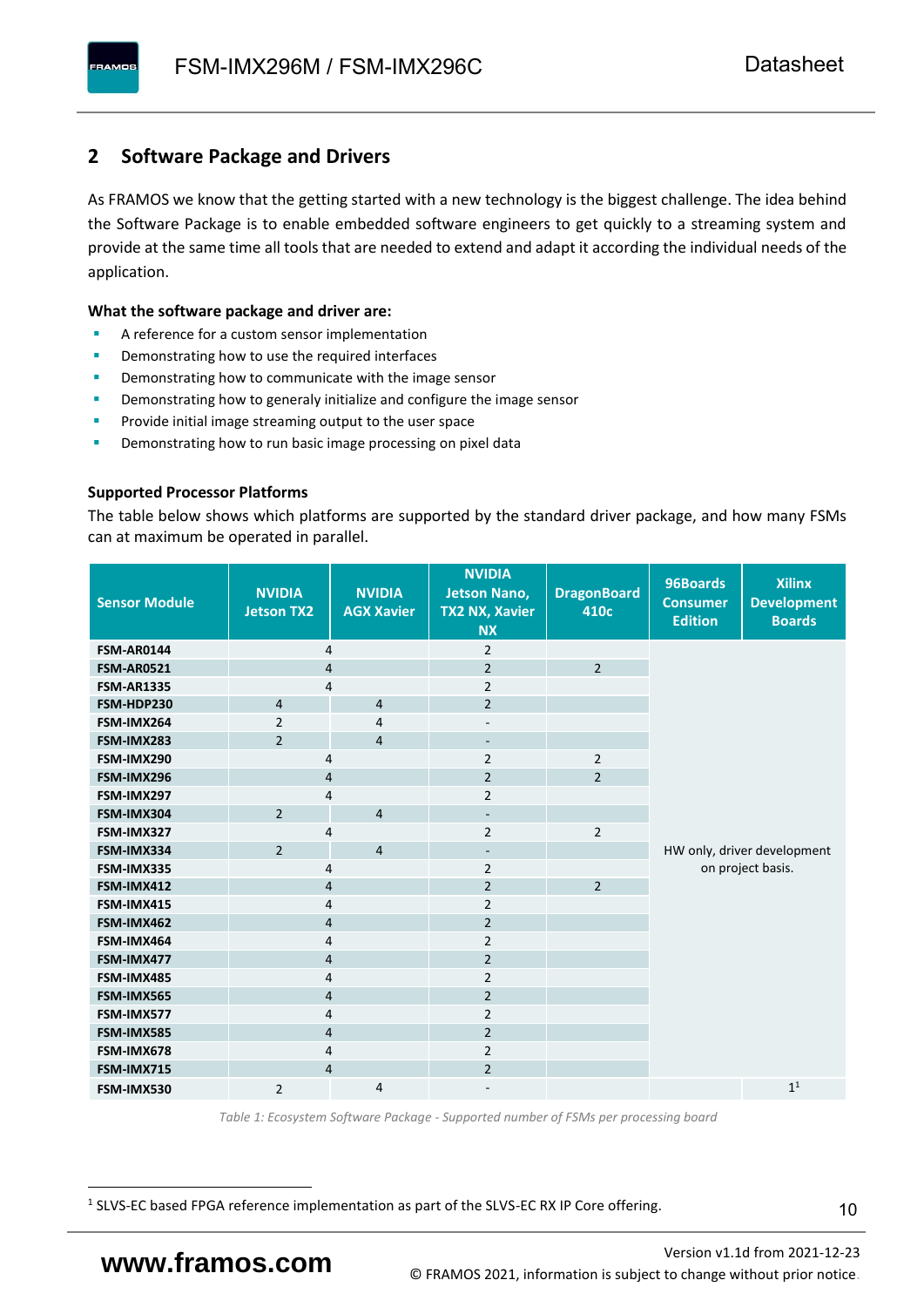## 2 Software Package and Drivers

As FRAMOS we know that the getting started with a new technology is the biggest challenge. The idea behind the Software Package is to enable embedded software engineers to get quickly to a streaming system and provide at the same time all tools that are needed to extend and adapt it according the individual needs of the application.

**What the software package and driver are:**

- A reference for a custom sensor implementation
- Demonstrating how to use the required interfaces
- Demonstrating how to communicate with the image sensor
- Demonstrating how to generaly initialize and configure the image sensor
- Provide initial image streaming output to the user space
- Demonstrating how to run basic image processing on pixel data

**Supported Processor Platforms**

The table below shows which platforms are supported by the standard driver package, and how many FSMs can at maximum be operated in parallel.

| Sensor Module | NVIDIA Jetson TX2 | NVIDIA AGX Xavier | NVIDIA Jetson Nano, TX2 NX, Xavier NX | DragonBoard 410c | 96Boards Consumer Edition | Xilinx Development Boards |
|---|---|---|---|---|---|---|
| FSM-AR0144 | 4 | 4 | 2 | | HW only, driver development on project basis. | |
| FSM-AR0521 | 4 | 4 | 2 | 2 | | |
| FSM-AR1335 | 4 | 4 | 2 | | | |
| FSM-HDP230 | 4 | 4 | 2 | | | |
| FSM-IMX264 | 2 | 4 | - | | | |
| FSM-IMX283 | 2 | 4 | - | | | |
| FSM-IMX290 | 4 | 4 | 2 | 2 | | |
| FSM-IMX296 | 4 | 4 | 2 | 2 | | |
| FSM-IMX297 | 4 | 4 | 2 | | | |
| FSM-IMX304 | 2 | 4 | - | | | |
| FSM-IMX327 | 4 | 4 | 2 | 2 | | |
| FSM-IMX334 | 2 | 4 | - | | | |
| FSM-IMX335 | 4 | 4 | 2 | | | |
| FSM-IMX412 | 4 | 4 | 2 | 2 | | |
| FSM-IMX415 | 4 | 4 | 2 | | | |
| FSM-IMX462 | 4 | 4 | 2 | | | |
| FSM-IMX464 | 4 | 4 | 2 | | | |
| FSM-IMX477 | 4 | 4 | 2 | | | |
| FSM-IMX485 | 4 | 4 | 2 | | | |
| FSM-IMX565 | 4 | 4 | 2 | | | |
| FSM-IMX577 | 4 | 4 | 2 | | | |
| FSM-IMX585 | 4 | 4 | 2 | | | |
| FSM-IMX678 | 4 | 4 | 2 | | | |
| FSM-IMX715 | 4 | 4 | 2 | | | |
| FSM-IMX530 | 2 | 4 | - | | | 1[1] |

*Table 1: Ecosystem Software Package - Supported number of FSMs per processing board*

[1] SLVS-EC based FPGA reference implementation as part of the SLVS-EC RX IP Core offering.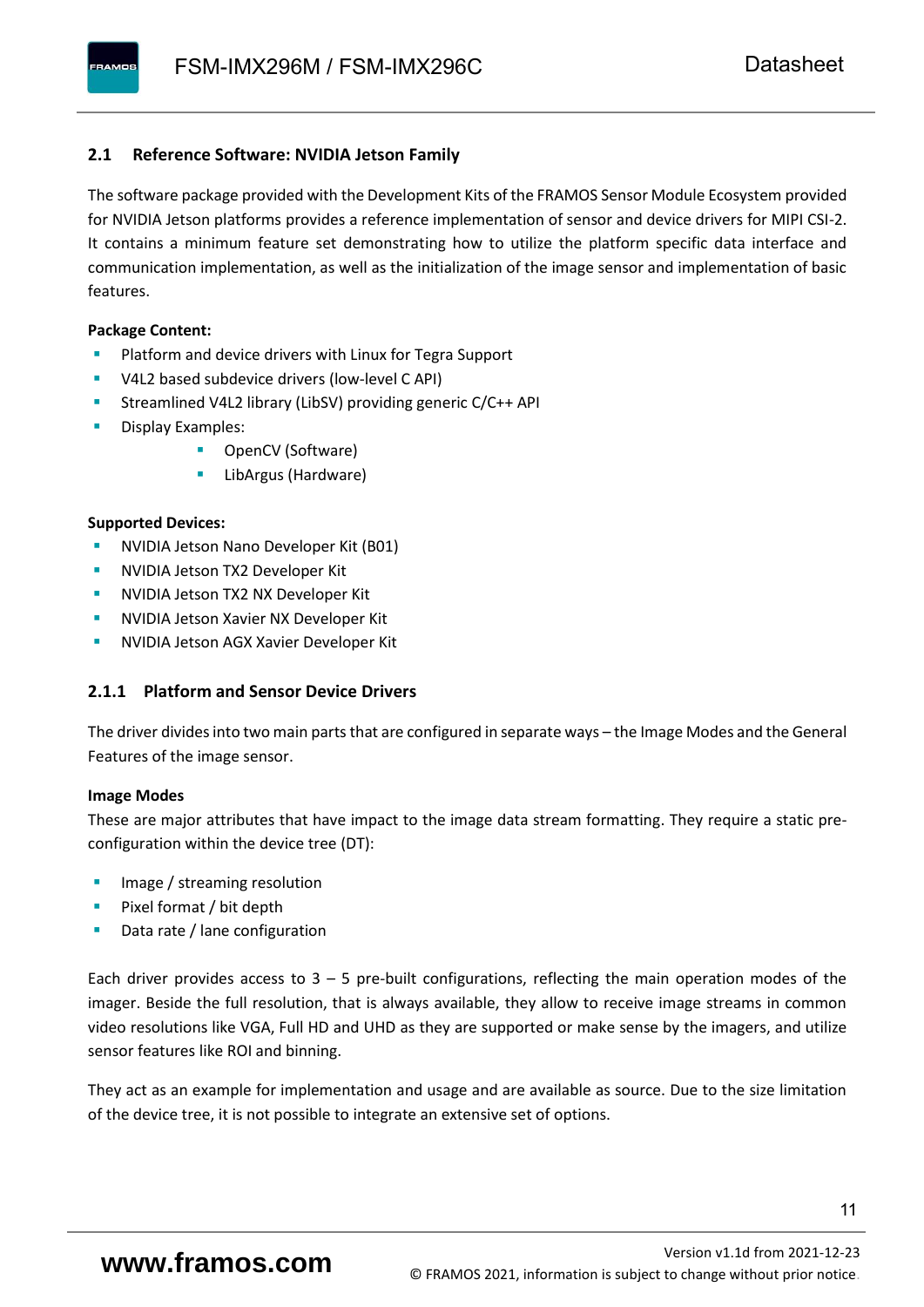## 2.1 Reference Software: NVIDIA Jetson Family

The software package provided with the Development Kits of the FRAMOS Sensor Module Ecosystem provided for NVIDIA Jetson platforms provides a reference implementation of sensor and device drivers for MIPI CSI-2. It contains a minimum feature set demonstrating how to utilize the platform specific data interface and communication implementation, as well as the initialization of the image sensor and implementation of basic features.

**Package Content:**

- Platform and device drivers with Linux for Tegra Support
- V4L2 based subdevice drivers (low-level C API)
- Streamlined V4L2 library (LibSV) providing generic C/C++ API
- Display Examples:
    - OpenCV (Software)
    - LibArgus (Hardware)

**Supported Devices:**

- NVIDIA Jetson Nano Developer Kit (B01)
- NVIDIA Jetson TX2 Developer Kit
- NVIDIA Jetson TX2 NX Developer Kit
- NVIDIA Jetson Xavier NX Developer Kit
- NVIDIA Jetson AGX Xavier Developer Kit

### 2.1.1 Platform and Sensor Device Drivers

The driver divides into two main parts that are configured in separate ways – the Image Modes and the General Features of the image sensor.

**Image Modes**

These are major attributes that have impact to the image data stream formatting. They require a static pre-configuration within the device tree (DT):

- Image / streaming resolution
- Pixel format / bit depth
- Data rate / lane configuration

Each driver provides access to 3 – 5 pre-built configurations, reflecting the main operation modes of the imager. Beside the full resolution, that is always available, they allow to receive image streams in common video resolutions like VGA, Full HD and UHD as they are supported or make sense by the imagers, and utilize sensor features like ROI and binning.

They act as an example for implementation and usage and are available as source. Due to the size limitation of the device tree, it is not possible to integrate an extensive set of options.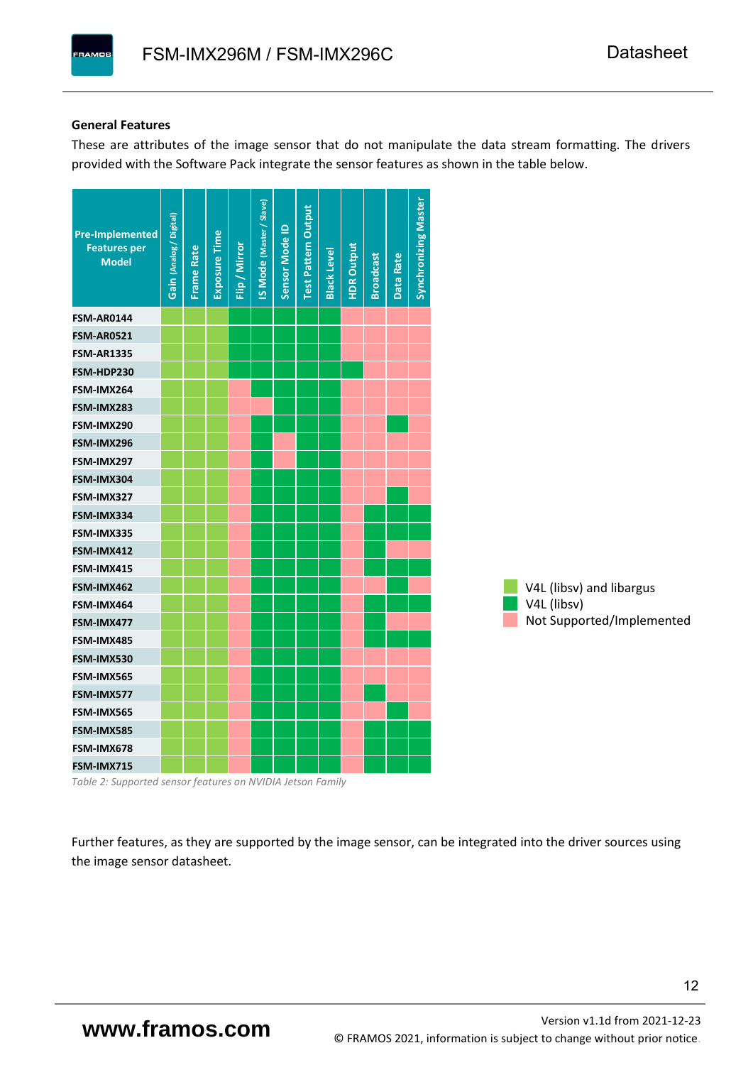### General Features

These are attributes of the image sensor that do not manipulate the data stream formatting. The drivers provided with the Software Pack integrate the sensor features as shown in the table below.

| Pre-Implemented Features per Model | Gain (Analog / Digital) | Frame Rate | Exposure Time | Flip / Mirror | IS Mode (Master / Slave) | Sensor Mode ID | Test Pattern Output | Black Level | HDR Output | Broadcast | Data Rate | Synchronizing Master |
|---|---|---|---|---|---|---|---|---|---|---|---|---|
| **FSM-AR0144** | V4L (libsv) and libargus | V4L (libsv) and libargus | V4L (libsv) and libargus | V4L (libsv) | V4L (libsv) | V4L (libsv) | V4L (libsv) | V4L (libsv) | Not Supported/Implemented | Not Supported/Implemented | Not Supported/Implemented | Not Supported/Implemented |
| **FSM-AR0521** | V4L (libsv) and libargus | V4L (libsv) and libargus | V4L (libsv) and libargus | V4L (libsv) | V4L (libsv) | V4L (libsv) | V4L (libsv) | V4L (libsv) | Not Supported/Implemented | Not Supported/Implemented | Not Supported/Implemented | Not Supported/Implemented |
| **FSM-AR1335** | V4L (libsv) and libargus | V4L (libsv) and libargus | V4L (libsv) and libargus | V4L (libsv) | V4L (libsv) | V4L (libsv) | V4L (libsv) | V4L (libsv) | Not Supported/Implemented | Not Supported/Implemented | Not Supported/Implemented | Not Supported/Implemented |
| **FSM-HDP230** | V4L (libsv) and libargus | V4L (libsv) and libargus | V4L (libsv) and libargus | V4L (libsv) | V4L (libsv) | V4L (libsv) | V4L (libsv) | V4L (libsv) | V4L (libsv) | Not Supported/Implemented | Not Supported/Implemented | Not Supported/Implemented |
| **FSM-IMX264** | V4L (libsv) and libargus | V4L (libsv) and libargus | V4L (libsv) and libargus | Not Supported/Implemented | V4L (libsv) | V4L (libsv) | V4L (libsv) | V4L (libsv) | Not Supported/Implemented | Not Supported/Implemented | Not Supported/Implemented | Not Supported/Implemented |
| **FSM-IMX283** | V4L (libsv) and libargus | V4L (libsv) and libargus | V4L (libsv) and libargus | Not Supported/Implemented | Not Supported/Implemented | V4L (libsv) | V4L (libsv) | V4L (libsv) | Not Supported/Implemented | Not Supported/Implemented | Not Supported/Implemented | Not Supported/Implemented |
| **FSM-IMX290** | V4L (libsv) and libargus | V4L (libsv) and libargus | V4L (libsv) and libargus | Not Supported/Implemented | V4L (libsv) | V4L (libsv) | V4L (libsv) | V4L (libsv) | Not Supported/Implemented | Not Supported/Implemented | V4L (libsv) | Not Supported/Implemented |
| **FSM-IMX296** | V4L (libsv) and libargus | V4L (libsv) and libargus | V4L (libsv) and libargus | Not Supported/Implemented | V4L (libsv) | Not Supported/Implemented | V4L (libsv) | V4L (libsv) | Not Supported/Implemented | Not Supported/Implemented | Not Supported/Implemented | Not Supported/Implemented |
| **FSM-IMX297** | V4L (libsv) and libargus | V4L (libsv) and libargus | V4L (libsv) and libargus | Not Supported/Implemented | V4L (libsv) | Not Supported/Implemented | V4L (libsv) | V4L (libsv) | Not Supported/Implemented | Not Supported/Implemented | Not Supported/Implemented | Not Supported/Implemented |
| **FSM-IMX304** | V4L (libsv) and libargus | V4L (libsv) and libargus | V4L (libsv) and libargus | Not Supported/Implemented | V4L (libsv) | V4L (libsv) | V4L (libsv) | V4L (libsv) | Not Supported/Implemented | Not Supported/Implemented | Not Supported/Implemented | Not Supported/Implemented |
| **FSM-IMX327** | V4L (libsv) and libargus | V4L (libsv) and libargus | V4L (libsv) and libargus | Not Supported/Implemented | V4L (libsv) | V4L (libsv) | V4L (libsv) | V4L (libsv) | Not Supported/Implemented | Not Supported/Implemented | V4L (libsv) | Not Supported/Implemented |
| **FSM-IMX334** | V4L (libsv) and libargus | V4L (libsv) and libargus | V4L (libsv) and libargus | Not Supported/Implemented | V4L (libsv) | V4L (libsv) | V4L (libsv) | V4L (libsv) | Not Supported/Implemented | V4L (libsv) | V4L (libsv) | V4L (libsv) |
| **FSM-IMX335** | V4L (libsv) and libargus | V4L (libsv) and libargus | V4L (libsv) and libargus | Not Supported/Implemented | V4L (libsv) | V4L (libsv) | V4L (libsv) | V4L (libsv) | Not Supported/Implemented | V4L (libsv) | V4L (libsv) | V4L (libsv) |
| **FSM-IMX412** | V4L (libsv) and libargus | V4L (libsv) and libargus | V4L (libsv) and libargus | Not Supported/Implemented | V4L (libsv) | V4L (libsv) | V4L (libsv) | V4L (libsv) | Not Supported/Implemented | V4L (libsv) | Not Supported/Implemented | Not Supported/Implemented |
| **FSM-IMX415** | V4L (libsv) and libargus | V4L (libsv) and libargus | V4L (libsv) and libargus | Not Supported/Implemented | V4L (libsv) | V4L (libsv) | V4L (libsv) | V4L (libsv) | Not Supported/Implemented | V4L (libsv) | V4L (libsv) | V4L (libsv) |
| **FSM-IMX462** | V4L (libsv) and libargus | V4L (libsv) and libargus | V4L (libsv) and libargus | Not Supported/Implemented | V4L (libsv) | V4L (libsv) | V4L (libsv) | V4L (libsv) | Not Supported/Implemented | Not Supported/Implemented | V4L (libsv) | Not Supported/Implemented |
| **FSM-IMX464** | V4L (libsv) and libargus | V4L (libsv) and libargus | V4L (libsv) and libargus | Not Supported/Implemented | V4L (libsv) | V4L (libsv) | V4L (libsv) | V4L (libsv) | Not Supported/Implemented | V4L (libsv) | V4L (libsv) | V4L (libsv) |
| **FSM-IMX477** | V4L (libsv) and libargus | V4L (libsv) and libargus | V4L (libsv) and libargus | Not Supported/Implemented | V4L (libsv) | V4L (libsv) | V4L (libsv) | V4L (libsv) | Not Supported/Implemented | V4L (libsv) | Not Supported/Implemented | Not Supported/Implemented |
| **FSM-IMX485** | V4L (libsv) and libargus | V4L (libsv) and libargus | V4L (libsv) and libargus | Not Supported/Implemented | V4L (libsv) | V4L (libsv) | V4L (libsv) | V4L (libsv) | Not Supported/Implemented | V4L (libsv) | V4L (libsv) | V4L (libsv) |
| **FSM-IMX530** | V4L (libsv) and libargus | V4L (libsv) and libargus | V4L (libsv) and libargus | Not Supported/Implemented | V4L (libsv) | V4L (libsv) | V4L (libsv) | V4L (libsv) | Not Supported/Implemented | Not Supported/Implemented | Not Supported/Implemented | Not Supported/Implemented |
| **FSM-IMX565** | V4L (libsv) and libargus | V4L (libsv) and libargus | V4L (libsv) and libargus | Not Supported/Implemented | V4L (libsv) | V4L (libsv) | V4L (libsv) | V4L (libsv) | Not Supported/Implemented | Not Supported/Implemented | Not Supported/Implemented | Not Supported/Implemented |
| **FSM-IMX577** | V4L (libsv) and libargus | V4L (libsv) and libargus | V4L (libsv) and libargus | Not Supported/Implemented | V4L (libsv) | V4L (libsv) | V4L (libsv) | V4L (libsv) | Not Supported/Implemented | V4L (libsv) | Not Supported/Implemented | Not Supported/Implemented |
| **FSM-IMX565** | V4L (libsv) and libargus | V4L (libsv) and libargus | V4L (libsv) and libargus | Not Supported/Implemented | V4L (libsv) | V4L (libsv) | V4L (libsv) | V4L (libsv) | Not Supported/Implemented | Not Supported/Implemented | V4L (libsv) | Not Supported/Implemented |
| **FSM-IMX585** | V4L (libsv) and libargus | V4L (libsv) and libargus | V4L (libsv) and libargus | Not Supported/Implemented | V4L (libsv) | V4L (libsv) | V4L (libsv) | V4L (libsv) | Not Supported/Implemented | V4L (libsv) | V4L (libsv) | V4L (libsv) |
| **FSM-IMX678** | V4L (libsv) and libargus | V4L (libsv) and libargus | V4L (libsv) and libargus | Not Supported/Implemented | V4L (libsv) | V4L (libsv) | V4L (libsv) | V4L (libsv) | Not Supported/Implemented | V4L (libsv) | V4L (libsv) | V4L (libsv) |
| **FSM-IMX715** | V4L (libsv) and libargus | V4L (libsv) and libargus | V4L (libsv) and libargus | Not Supported/Implemented | V4L (libsv) | V4L (libsv) | V4L (libsv) | V4L (libsv) | Not Supported/Implemented | V4L (libsv) | V4L (libsv) | V4L (libsv) |

*Table 2: Supported sensor features on NVIDIA Jetson Family*

Legend:
- V4L (libsv) and libargus
- V4L (libsv)
- Not Supported/Implemented

Further features, as they are supported by the image sensor, can be integrated into the driver sources using the image sensor datasheet.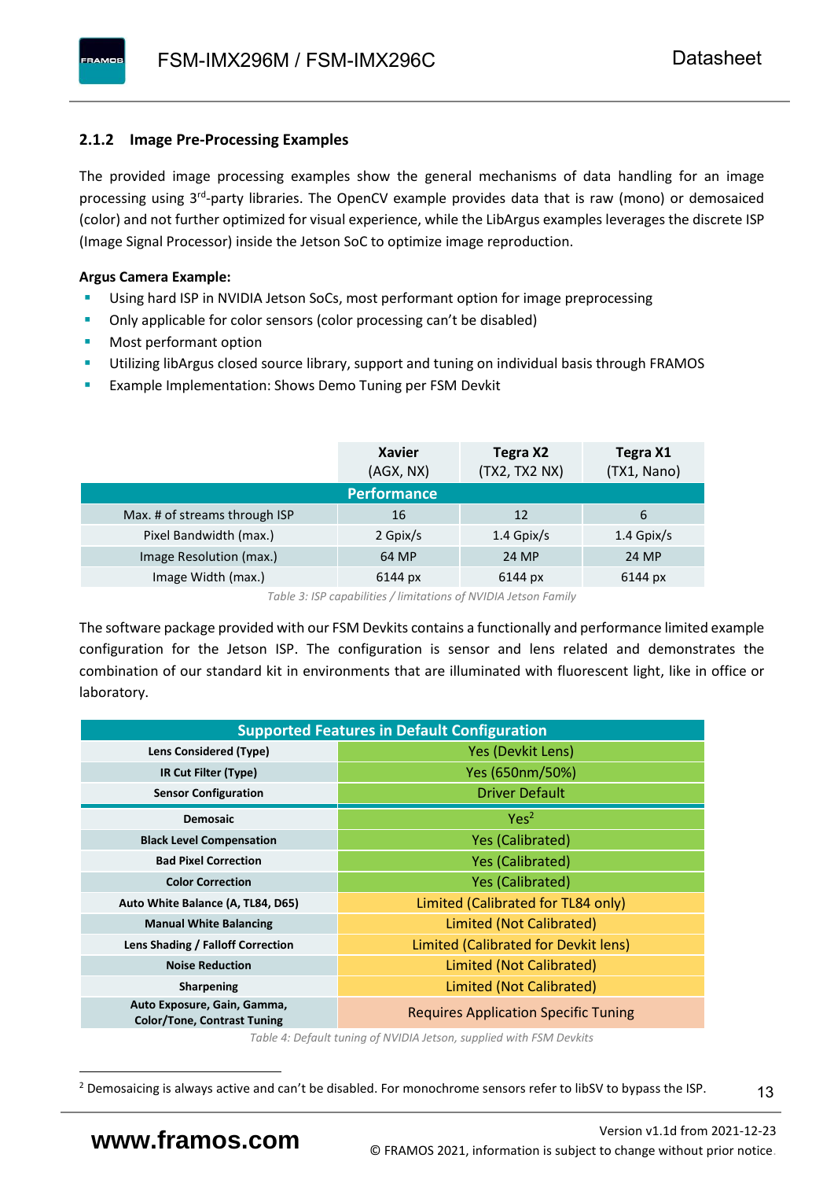### 2.1.2 Image Pre-Processing Examples

The provided image processing examples show the general mechanisms of data handling for an image processing using 3rd-party libraries. The OpenCV example provides data that is raw (mono) or demosaiced (color) and not further optimized for visual experience, while the LibArgus examples leverages the discrete ISP (Image Signal Processor) inside the Jetson SoC to optimize image reproduction.

**Argus Camera Example:**

- Using hard ISP in NVIDIA Jetson SoCs, most performant option for image preprocessing
- Only applicable for color sensors (color processing can't be disabled)
- Most performant option
- Utilizing libArgus closed source library, support and tuning on individual basis through FRAMOS
- Example Implementation: Shows Demo Tuning per FSM Devkit

| | Xavier (AGX, NX) | Tegra X2 (TX2, TX2 NX) | Tegra X1 (TX1, Nano) |
|---|---|---|---|
| **Performance** | | | |
| Max. # of streams through ISP | 16 | 12 | 6 |
| Pixel Bandwidth (max.) | 2 Gpix/s | 1.4 Gpix/s | 1.4 Gpix/s |
| Image Resolution (max.) | 64 MP | 24 MP | 24 MP |
| Image Width (max.) | 6144 px | 6144 px | 6144 px |

*Table 3: ISP capabilities / limitations of NVIDIA Jetson Family*

The software package provided with our FSM Devkits contains a functionally and performance limited example configuration for the Jetson ISP. The configuration is sensor and lens related and demonstrates the combination of our standard kit in environments that are illuminated with fluorescent light, like in office or laboratory.

| Supported Features in Default Configuration | |
|---|---|
| **Lens Considered (Type)** | Yes (Devkit Lens) |
| **IR Cut Filter (Type)** | Yes (650nm/50%) |
| **Sensor Configuration** | Driver Default |
| **Demosaic** | Yes[2] |
| **Black Level Compensation** | Yes (Calibrated) |
| **Bad Pixel Correction** | Yes (Calibrated) |
| **Color Correction** | Yes (Calibrated) |
| **Auto White Balance (A, TL84, D65)** | Limited (Calibrated for TL84 only) |
| **Manual White Balancing** | Limited (Not Calibrated) |
| **Lens Shading / Falloff Correction** | Limited (Calibrated for Devkit lens) |
| **Noise Reduction** | Limited (Not Calibrated) |
| **Sharpening** | Limited (Not Calibrated) |
| **Auto Exposure, Gain, Gamma, Color/Tone, Contrast Tuning** | Requires Application Specific Tuning |

*Table 4: Default tuning of NVIDIA Jetson, supplied with FSM Devkits*

[2] Demosaicing is always active and can't be disabled. For monochrome sensors refer to libSV to bypass the ISP.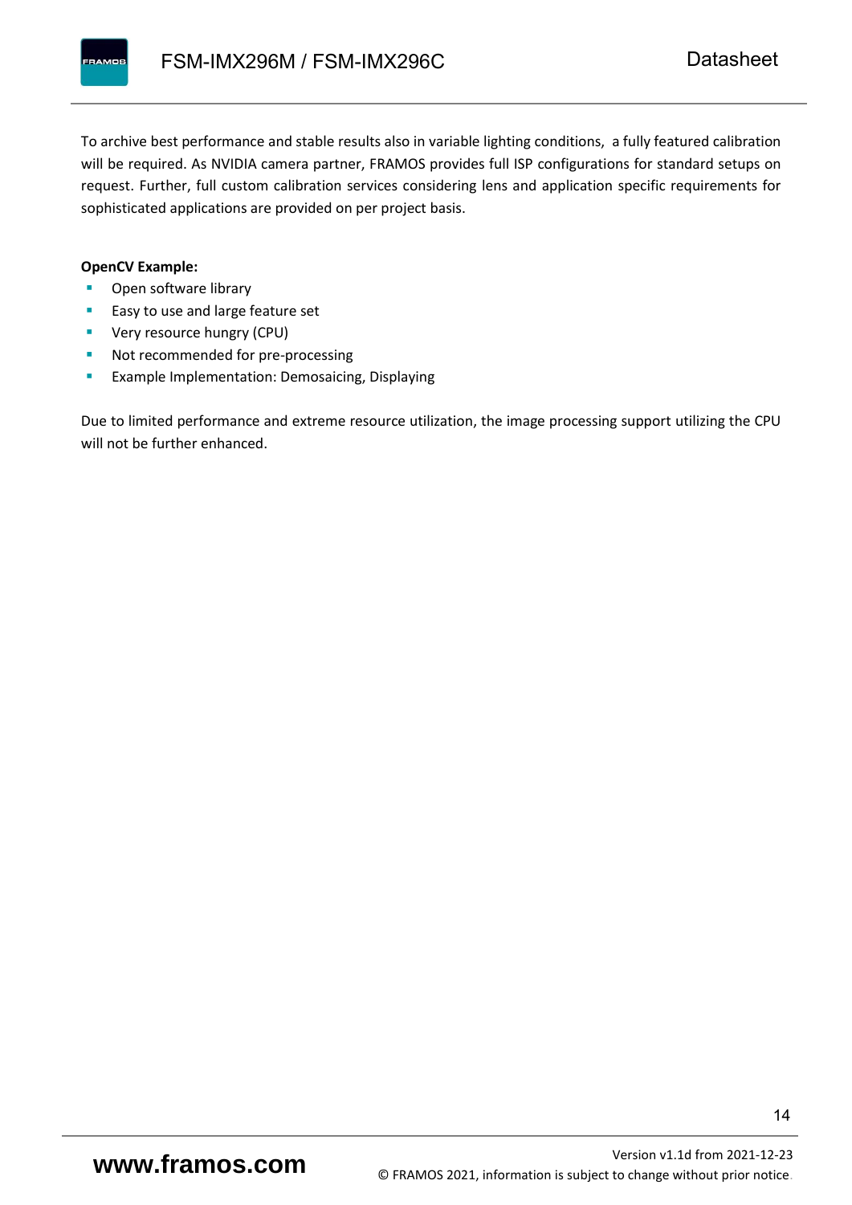To archive best performance and stable results also in variable lighting conditions,  a fully featured calibration will be required. As NVIDIA camera partner, FRAMOS provides full ISP configurations for standard setups on request. Further, full custom calibration services considering lens and application specific requirements for sophisticated applications are provided on per project basis.

**OpenCV Example:**

- Open software library
- Easy to use and large feature set
- Very resource hungry (CPU)
- Not recommended for pre-processing
- Example Implementation: Demosaicing, Displaying

Due to limited performance and extreme resource utilization, the image processing support utilizing the CPU will not be further enhanced.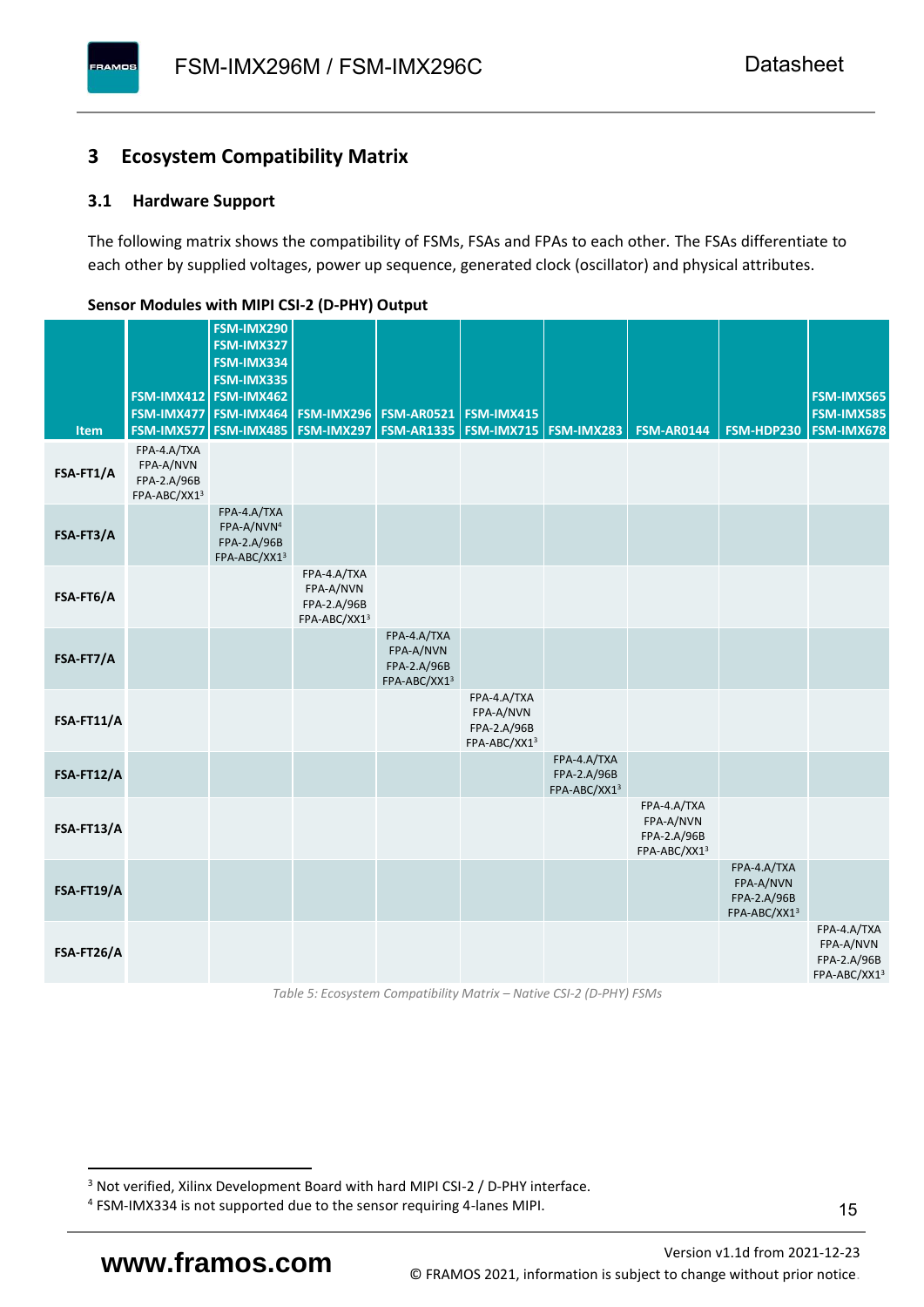# 3 Ecosystem Compatibility Matrix

## 3.1 Hardware Support

The following matrix shows the compatibility of FSMs, FSAs and FPAs to each other. The FSAs differentiate to each other by supplied voltages, power up sequence, generated clock (oscillator) and physical attributes.

**Sensor Modules with MIPI CSI-2 (D-PHY) Output**

| Item | FSM-IMX412<br>FSM-IMX477<br>FSM-IMX577 | FSM-IMX290<br>FSM-IMX327<br>FSM-IMX334<br>FSM-IMX335<br>FSM-IMX462<br>FSM-IMX464<br>FSM-IMX485 | FSM-IMX296<br>FSM-IMX297 | FSM-AR0521<br>FSM-AR1335 | FSM-IMX415<br>FSM-IMX715 | FSM-IMX283 | FSM-AR0144 | FSM-HDP230 | FSM-IMX565<br>FSM-IMX585<br>FSM-IMX678 |
|---|---|---|---|---|---|---|---|---|---|
| **FSA-FT1/A** | FPA-4.A/TXA<br>FPA-A/NVN<br>FPA-2.A/96B<br>FPA-ABC/XX1[3] | | | | | | | | |
| **FSA-FT3/A** | | FPA-4.A/TXA<br>FPA-A/NVN[4]<br>FPA-2.A/96B<br>FPA-ABC/XX1[3] | | | | | | | |
| **FSA-FT6/A** | | | FPA-4.A/TXA<br>FPA-A/NVN<br>FPA-2.A/96B<br>FPA-ABC/XX1[3] | | | | | | |
| **FSA-FT7/A** | | | | FPA-4.A/TXA<br>FPA-A/NVN<br>FPA-2.A/96B<br>FPA-ABC/XX1[3] | | | | | |
| **FSA-FT11/A** | | | | | FPA-4.A/TXA<br>FPA-A/NVN<br>FPA-2.A/96B<br>FPA-ABC/XX1[3] | | | | |
| **FSA-FT12/A** | | | | | | FPA-4.A/TXA<br>FPA-2.A/96B<br>FPA-ABC/XX1[3] | | | |
| **FSA-FT13/A** | | | | | | | FPA-4.A/TXA<br>FPA-A/NVN<br>FPA-2.A/96B<br>FPA-ABC/XX1[3] | | |
| **FSA-FT19/A** | | | | | | | | FPA-4.A/TXA<br>FPA-A/NVN<br>FPA-2.A/96B<br>FPA-ABC/XX1[3] | |
| **FSA-FT26/A** | | | | | | | | | FPA-4.A/TXA<br>FPA-A/NVN<br>FPA-2.A/96B<br>FPA-ABC/XX1[3] |

*Table 5: Ecosystem Compatibility Matrix – Native CSI-2 (D-PHY) FSMs*

[3] Not verified, Xilinx Development Board with hard MIPI CSI-2 / D-PHY interface.

[4] FSM-IMX334 is not supported due to the sensor requiring 4-lanes MIPI.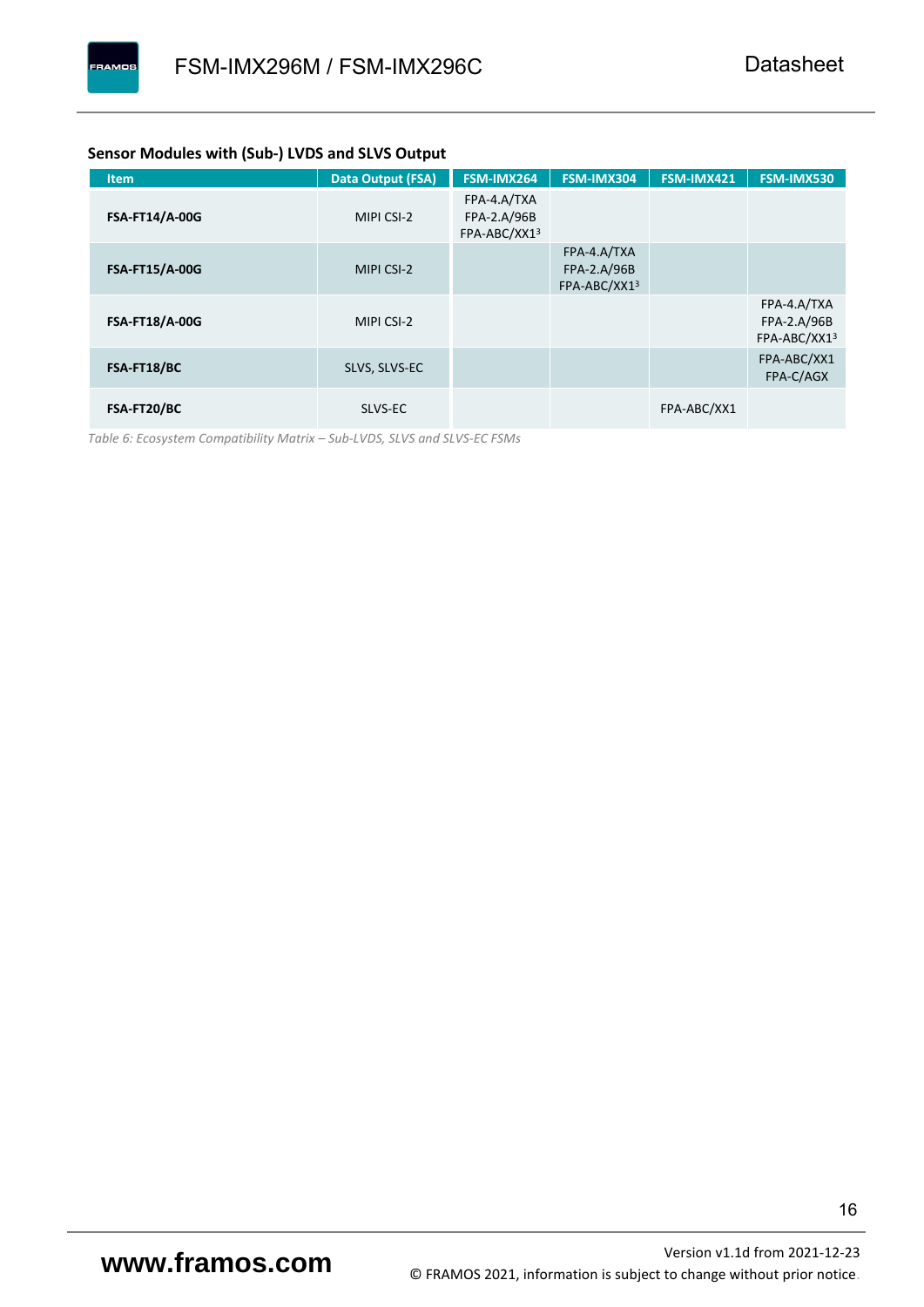#### Sensor Modules with (Sub-) LVDS and SLVS Output

| Item | Data Output (FSA) | FSM-IMX264 | FSM-IMX304 | FSM-IMX421 | FSM-IMX530 |
|---|---|---|---|---|---|
| **FSA-FT14/A-00G** | MIPI CSI-2 | FPA-4.A/TXA<br>FPA-2.A/96B<br>FPA-ABC/XX1[3] | | | |
| **FSA-FT15/A-00G** | MIPI CSI-2 | | FPA-4.A/TXA<br>FPA-2.A/96B<br>FPA-ABC/XX1[3] | | |
| **FSA-FT18/A-00G** | MIPI CSI-2 | | | | FPA-4.A/TXA<br>FPA-2.A/96B<br>FPA-ABC/XX1[3] |
| **FSA-FT18/BC** | SLVS, SLVS-EC | | | | FPA-ABC/XX1<br>FPA-C/AGX |
| **FSA-FT20/BC** | SLVS-EC | | | FPA-ABC/XX1 | |

*Table 6: Ecosystem Compatibility Matrix – Sub-LVDS, SLVS and SLVS-EC FSMs*